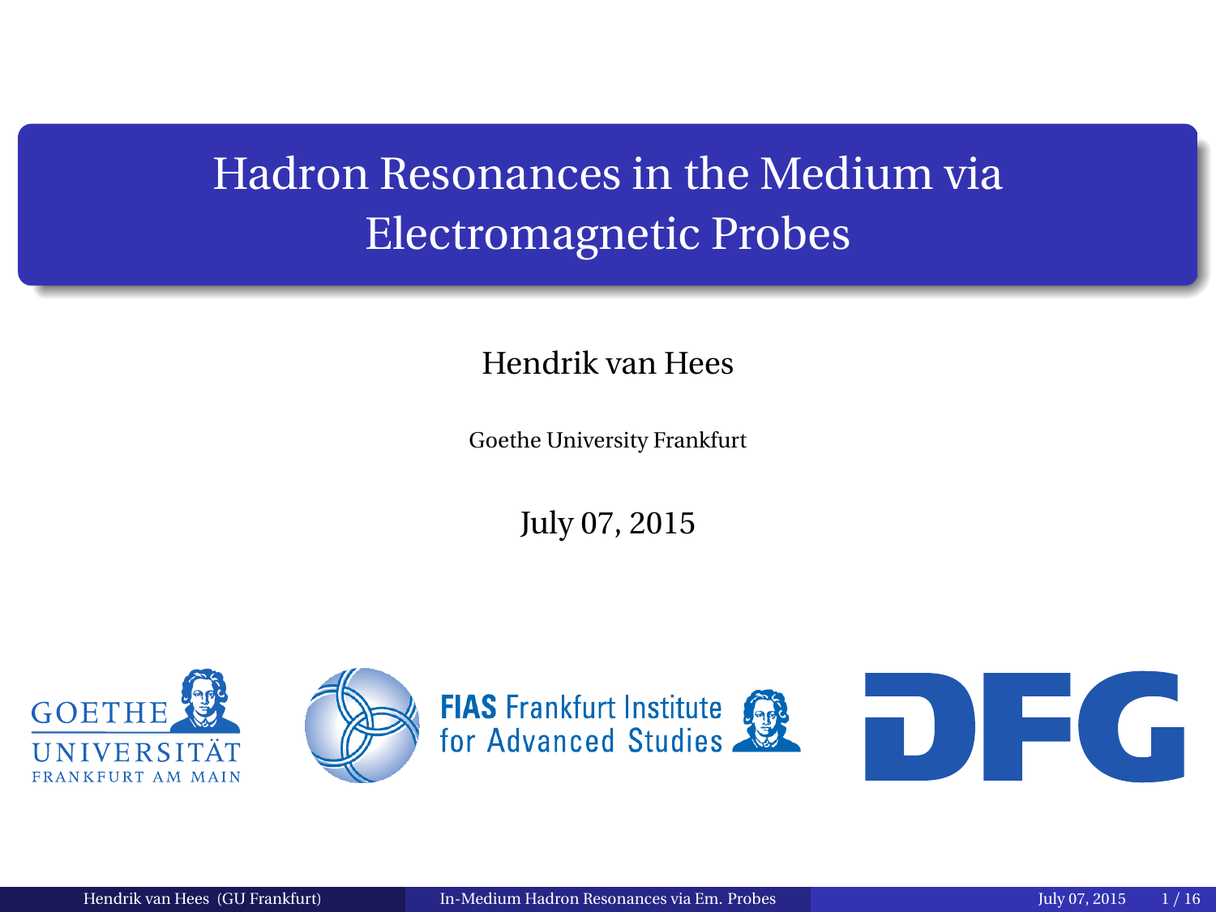# Hadron Resonances in the Medium via Electromagnetic Probes

Hendrik van Hees

Goethe University Frankfurt

July 07, 2015

GOETHE UNIVERSITÄT FRANKFURT AM MAIN

FIAS Frankfurt Institute for Advanced Studies

DFG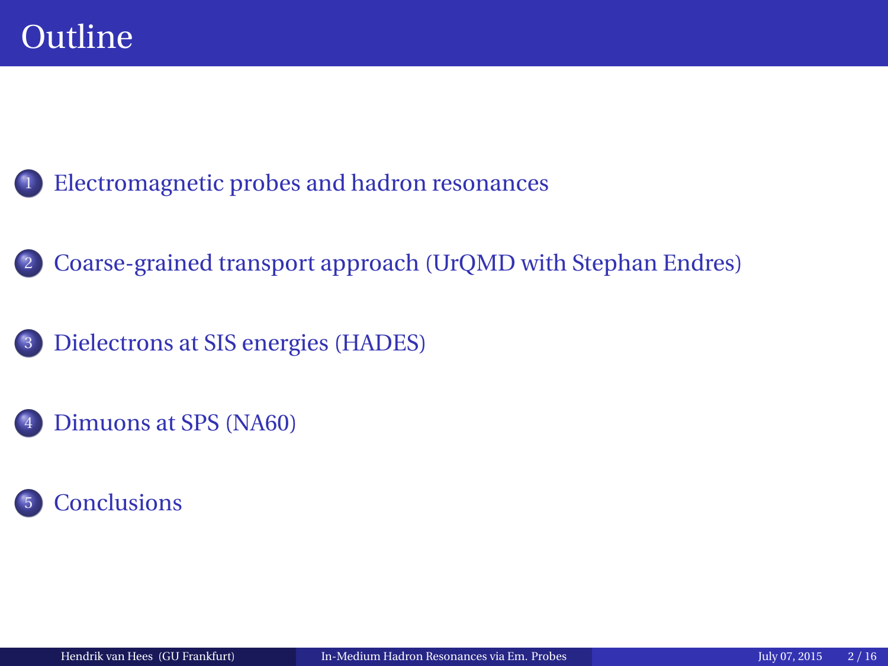# Outline

1. Electromagnetic probes and hadron resonances
2. Coarse-grained transport approach (UrQMD with Stephan Endres)
3. Dielectrons at SIS energies (HADES)
4. Dimuons at SPS (NA60)
5. Conclusions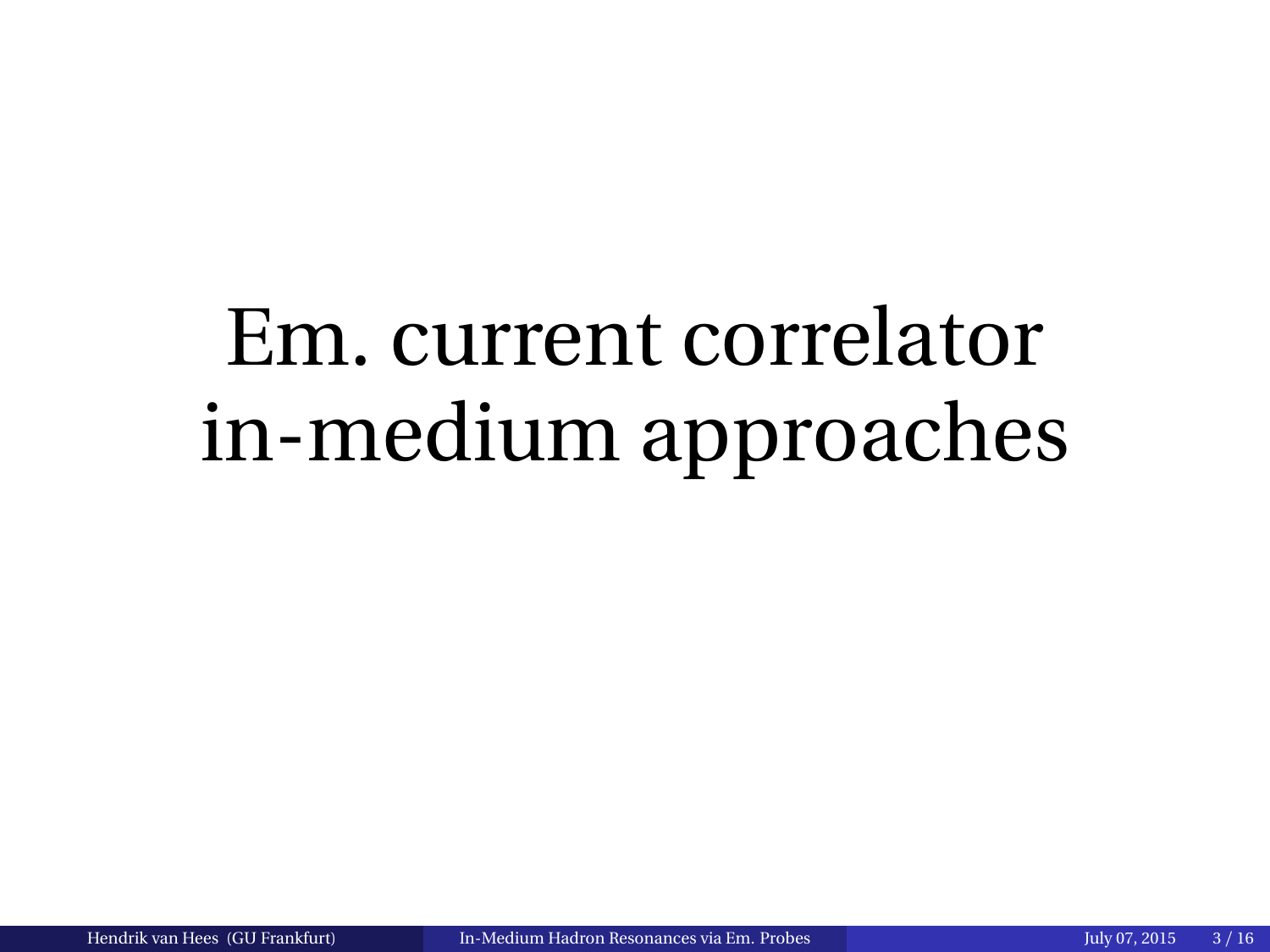# Em. current correlator in-medium approaches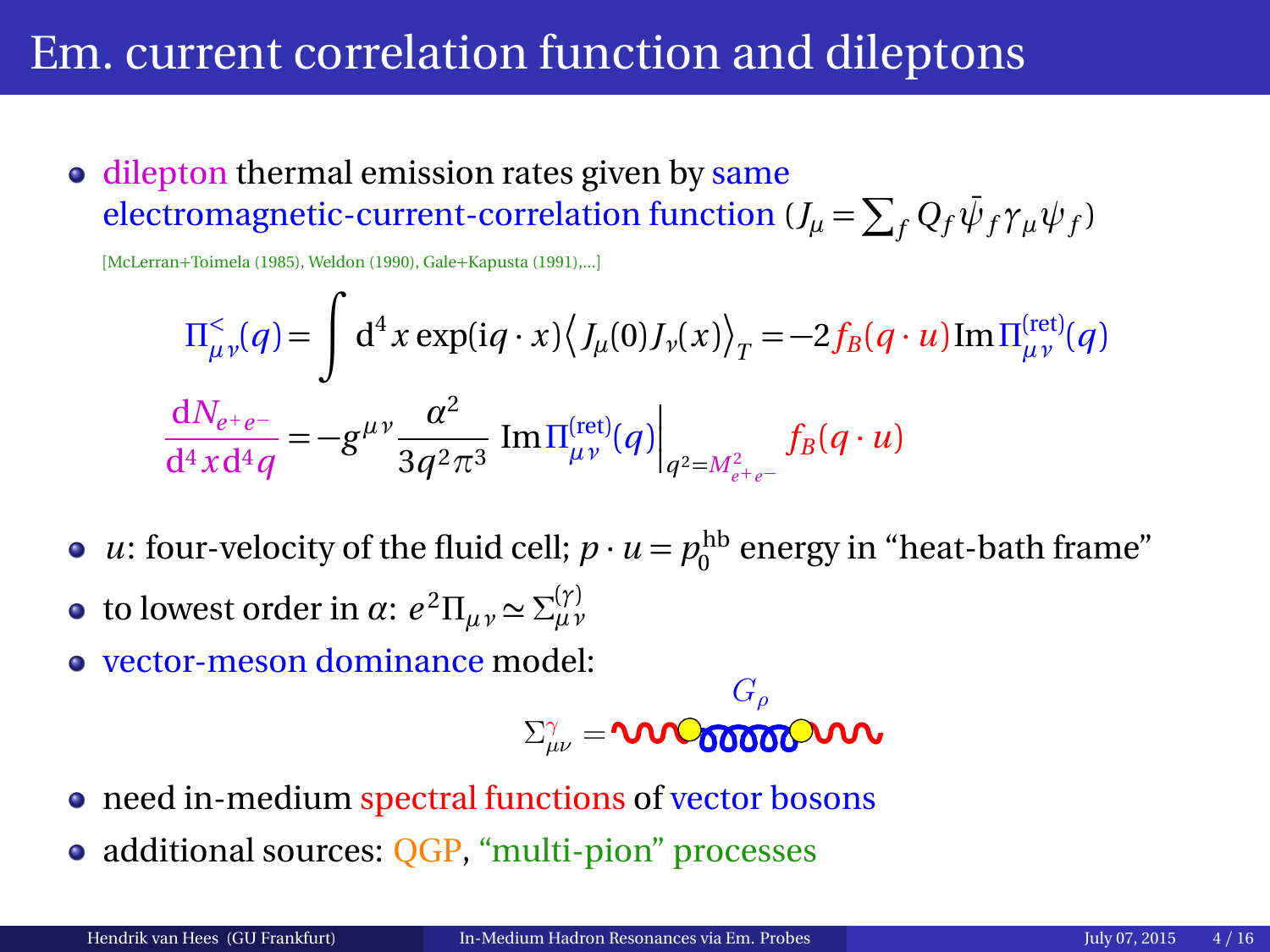# Em. current correlation function and dileptons

- dilepton thermal emission rates given by same electromagnetic-current-correlation function ($J_\mu = \sum_f Q_f \bar{\psi}_f \gamma_\mu \psi_f$)

[McLerran+Toimela (1985), Weldon (1990), Gale+Kapusta (1991),...]

$$\Pi^{<}_{\mu\nu}(q) = \int \mathrm{d}^4 x \exp(\mathrm{i} q \cdot x) \left\langle J_\mu(0) J_\nu(x) \right\rangle_T = -2 f_B(q \cdot u) \operatorname{Im} \Pi^{(\text{ret})}_{\mu\nu}(q)$$

$$\frac{\mathrm{d}N_{e^+e^-}}{\mathrm{d}^4 x \mathrm{d}^4 q} = -g^{\mu\nu} \frac{\alpha^2}{3 q^2 \pi^3} \operatorname{Im} \Pi^{(\text{ret})}_{\mu\nu}(q) \Big|_{q^2 = M^2_{e^+e^-}} f_B(q \cdot u)$$

- $u$: four-velocity of the fluid cell; $p \cdot u = p_0^{\text{hb}}$ energy in “heat-bath frame”
- to lowest order in $\alpha$: $e^2 \Pi_{\mu\nu} \simeq \Sigma^{(\gamma)}_{\mu\nu}$
- vector-meson dominance model:

$\Sigma^{\gamma}_{\mu\nu} =$ [diagram: photon – $G_\rho$ – photon]

- need in-medium spectral functions of vector bosons
- additional sources: QGP, “multi-pion” processes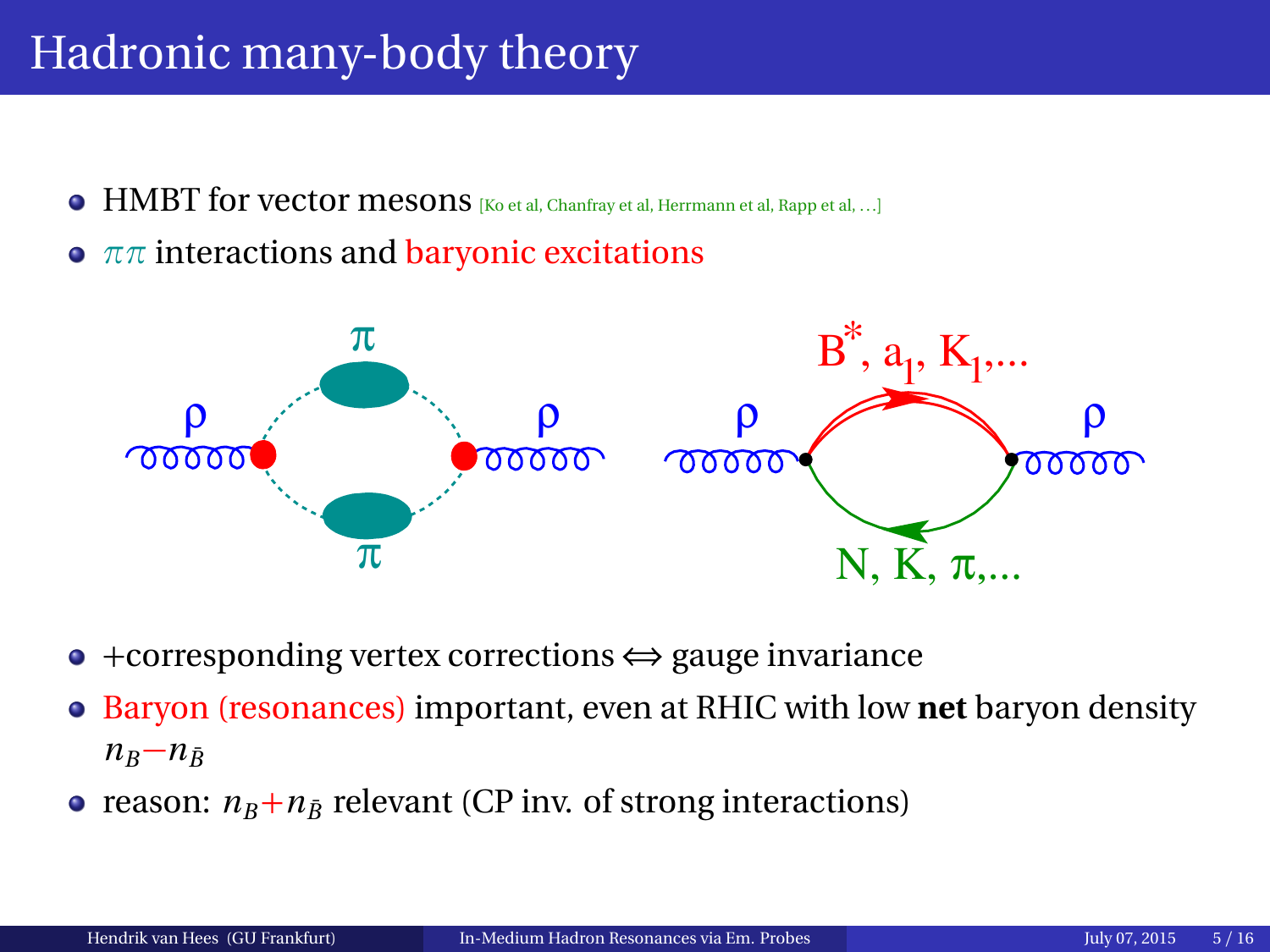# Hadronic many-body theory

- HMBT for vector mesons [Ko et al, Chanfray et al, Herrmann et al, Rapp et al, ...]
- $\pi\pi$ interactions and baryonic excitations

- +corresponding vertex corrections $\Leftrightarrow$ gauge invariance
- Baryon (resonances) important, even at RHIC with low **net** baryon density $n_B - n_{\bar{B}}$
- reason: $n_B + n_{\bar{B}}$ relevant (CP inv. of strong interactions)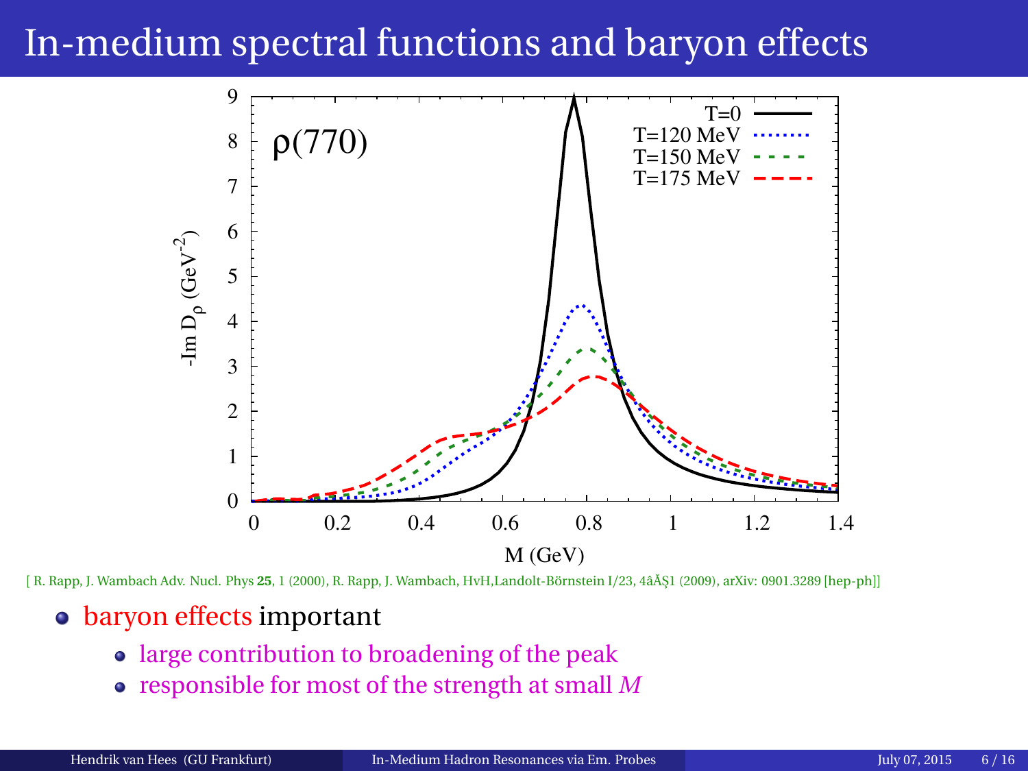# In-medium spectral functions and baryon effects

[ R. Rapp, J. Wambach Adv. Nucl. Phys **25**, 1 (2000), R. Rapp, J. Wambach, HvH,Landolt-Börnstein I/23, 4âĂŞ1 (2009), arXiv: 0901.3289 [hep-ph]]

- baryon effects important
  - large contribution to broadening of the peak
  - responsible for most of the strength at small $M$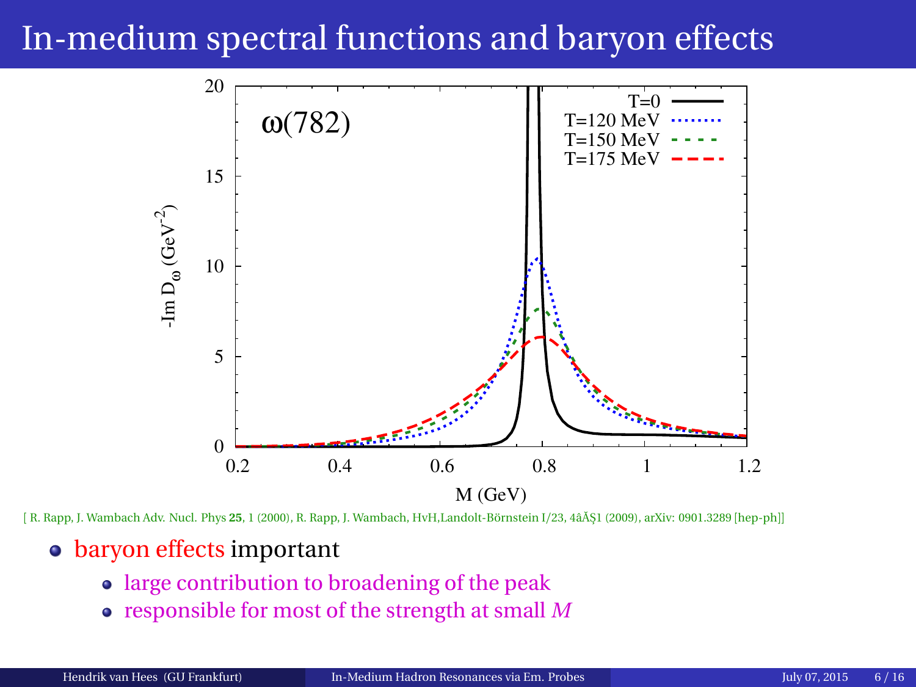# In-medium spectral functions and baryon effects

[ R. Rapp, J. Wambach Adv. Nucl. Phys **25**, 1 (2000), R. Rapp, J. Wambach, HvH,Landolt-Börnstein I/23, 4âĂŞ1 (2009), arXiv: 0901.3289 [hep-ph]]

- baryon effects important
  - large contribution to broadening of the peak
  - responsible for most of the strength at small $M$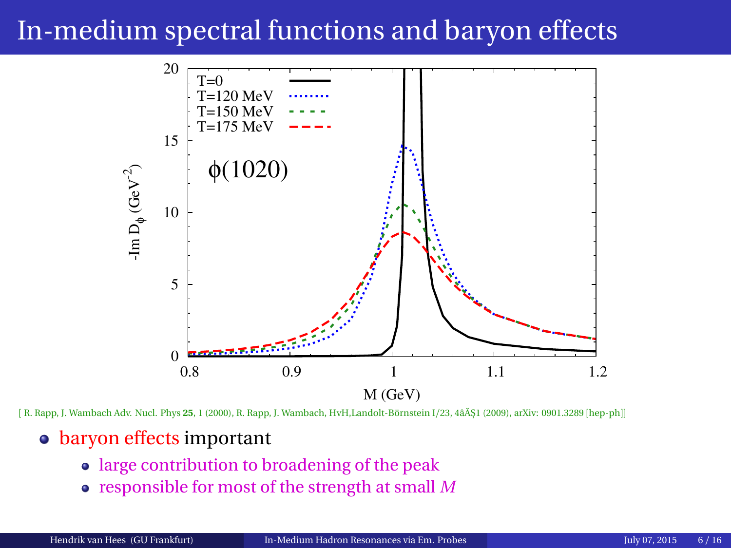# In-medium spectral functions and baryon effects

[ R. Rapp, J. Wambach Adv. Nucl. Phys **25**, 1 (2000), R. Rapp, J. Wambach, HvH,Landolt-Börnstein I/23, 4âĂŞ1 (2009), arXiv: 0901.3289 [hep-ph]]

- baryon effects important
  - large contribution to broadening of the peak
  - responsible for most of the strength at small $M$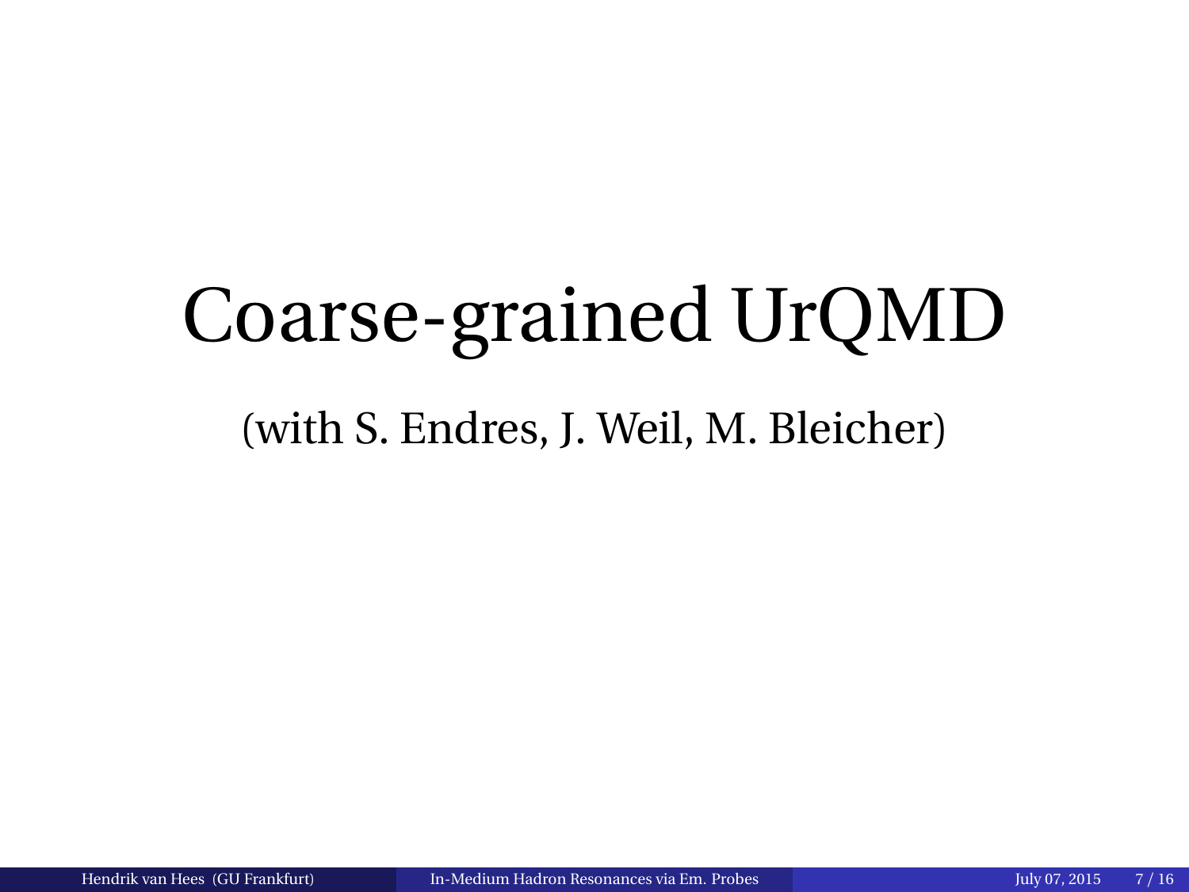# Coarse-grained UrQMD

(with S. Endres, J. Weil, M. Bleicher)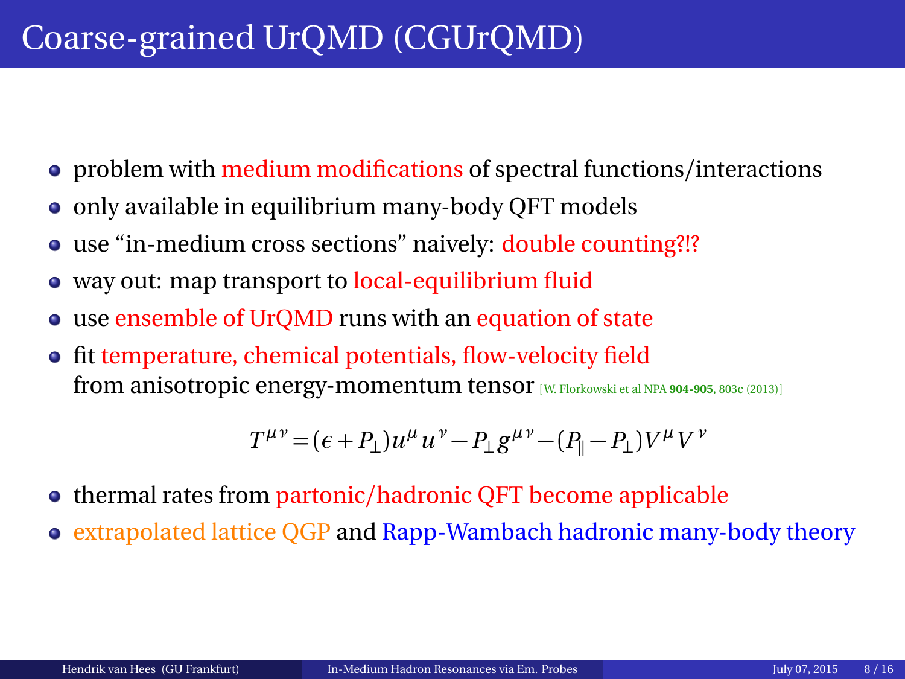# Coarse-grained UrQMD (CGUrQMD)

- problem with medium modifications of spectral functions/interactions
- only available in equilibrium many-body QFT models
- use "in-medium cross sections" naively: double counting?!?
- way out: map transport to local-equilibrium fluid
- use ensemble of UrQMD runs with an equation of state
- fit temperature, chemical potentials, flow-velocity field from anisotropic energy-momentum tensor [W. Florkowski et al NPA **904-905**, 803c (2013)]

$$T^{\mu\nu} = (\epsilon + P_\perp) u^\mu u^\nu - P_\perp g^{\mu\nu} - (P_\parallel - P_\perp) V^\mu V^\nu$$

- thermal rates from partonic/hadronic QFT become applicable
- extrapolated lattice QGP and Rapp-Wambach hadronic many-body theory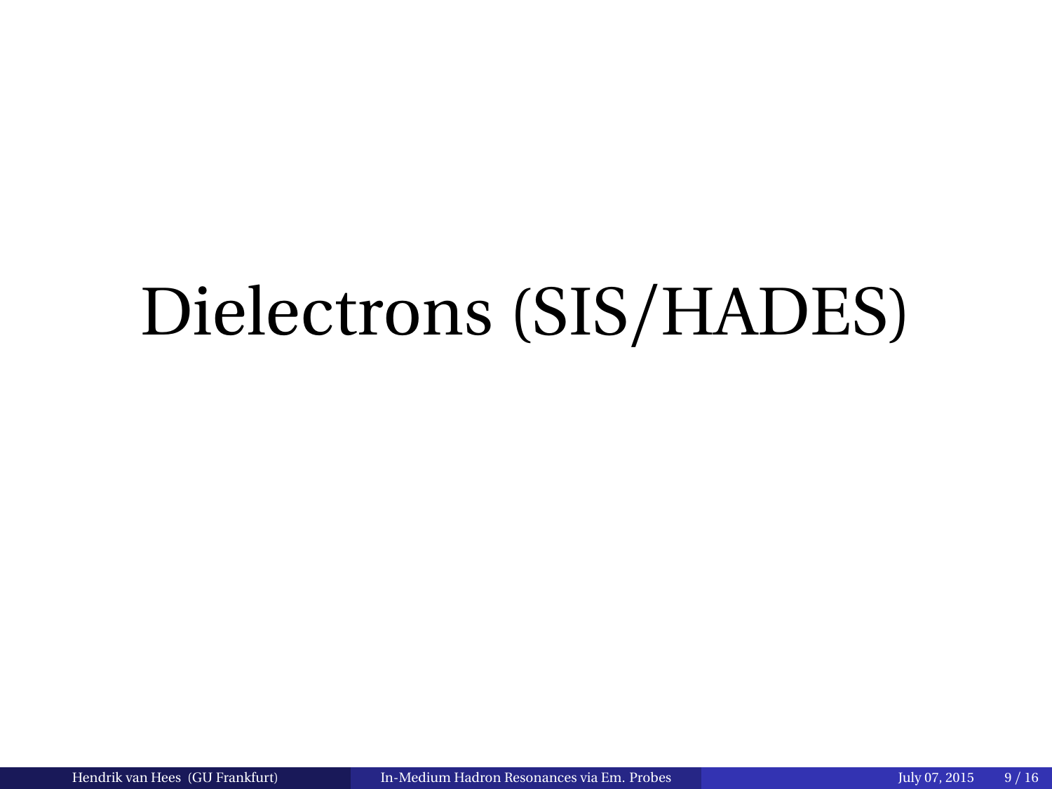# Dielectrons (SIS/HADES)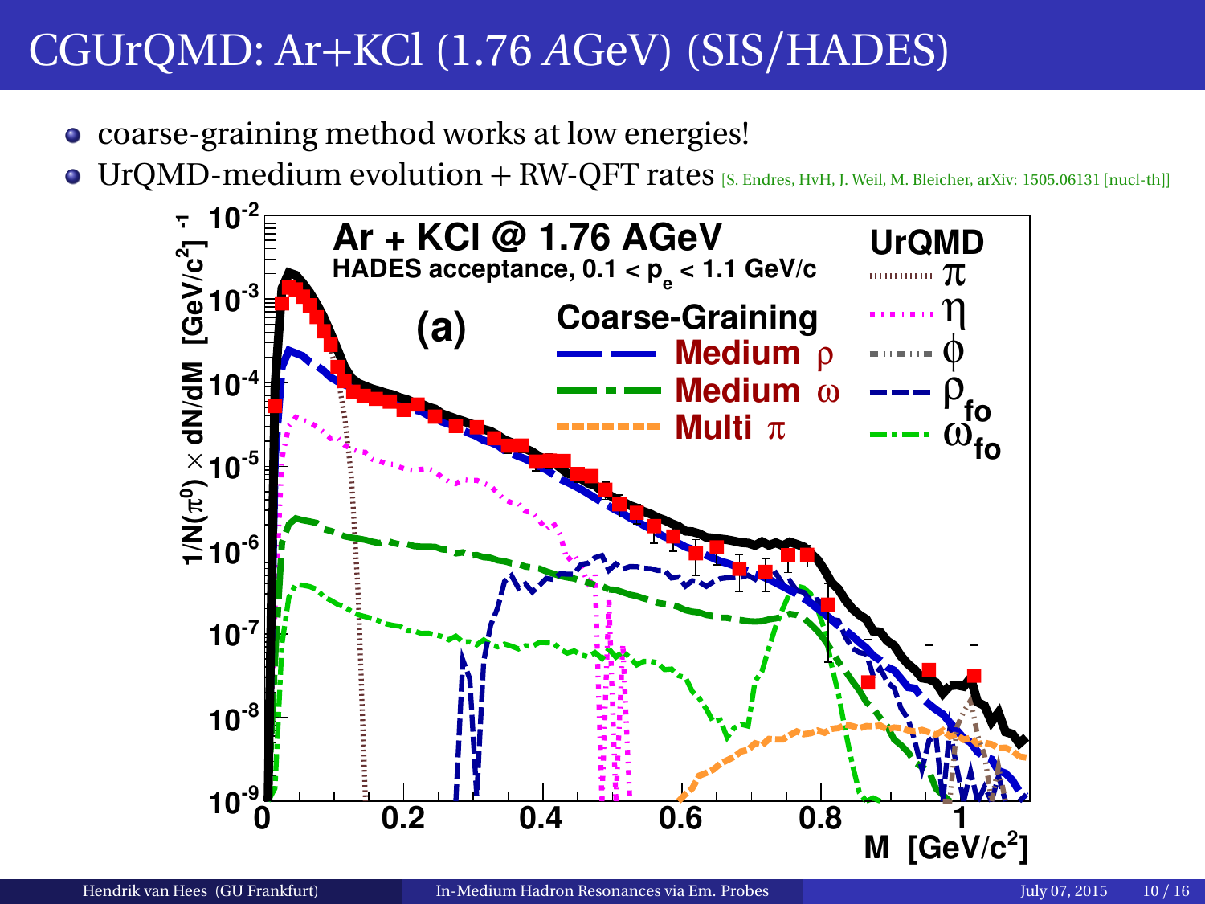# CGUrQMD: Ar+KCl (1.76 *A*GeV) (SIS/HADES)

- coarse-graining method works at low energies!
- UrQMD-medium evolution + RW-QFT rates [S. Endres, HvH, J. Weil, M. Bleicher, arXiv: 1505.06131 [nucl-th]]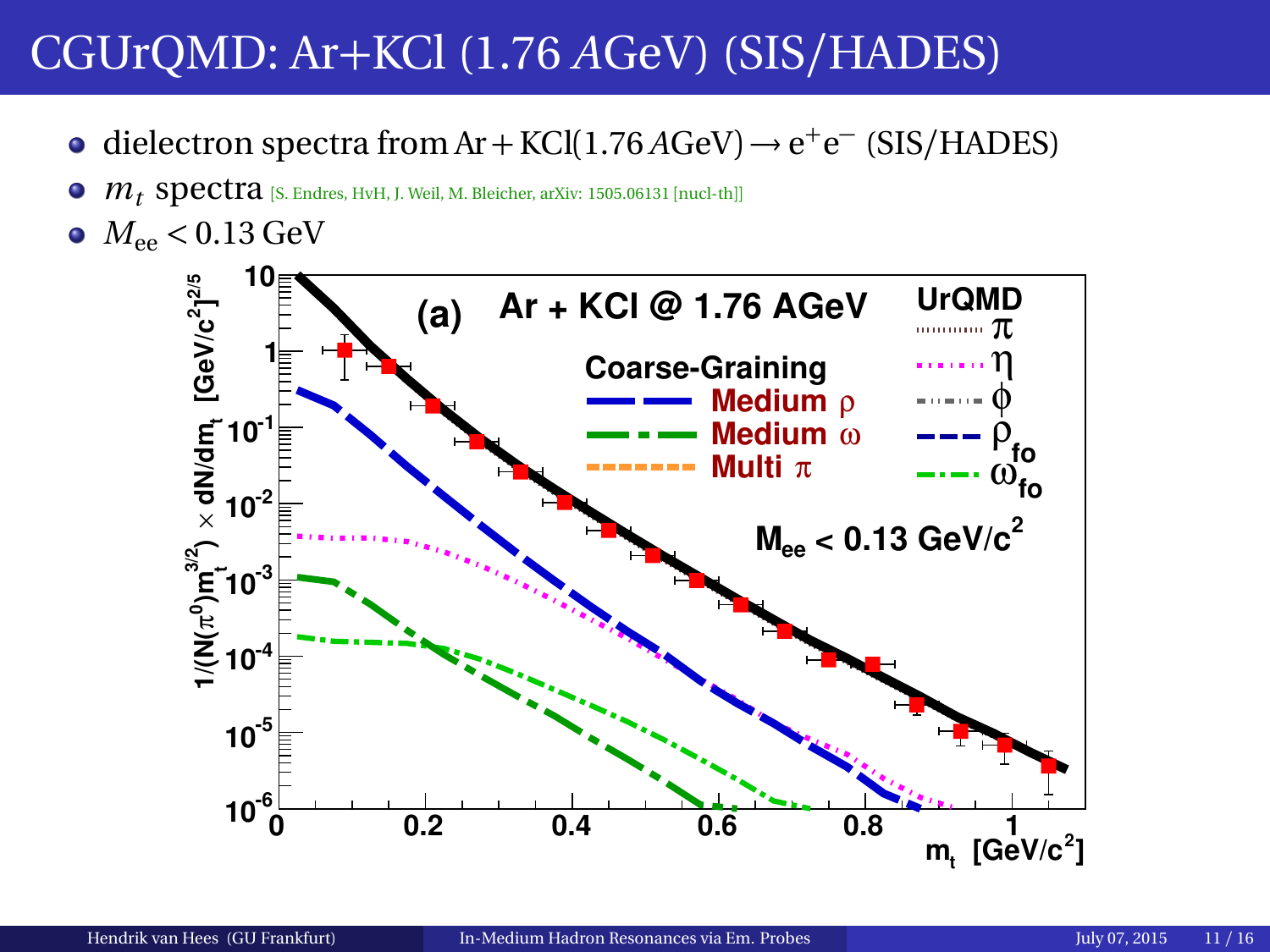# CGUrQMD: Ar+KCl (1.76 *A*GeV) (SIS/HADES)

- dielectron spectra from $\mathrm{Ar}+\mathrm{KCl}(1.76\,A\mathrm{GeV}) \rightarrow e^+e^-$ (SIS/HADES)
- $m_t$ spectra [S. Endres, HvH, J. Weil, M. Bleicher, arXiv: 1505.06131 [nucl-th]]
- $M_{\mathrm{ee}} < 0.13\,\mathrm{GeV}$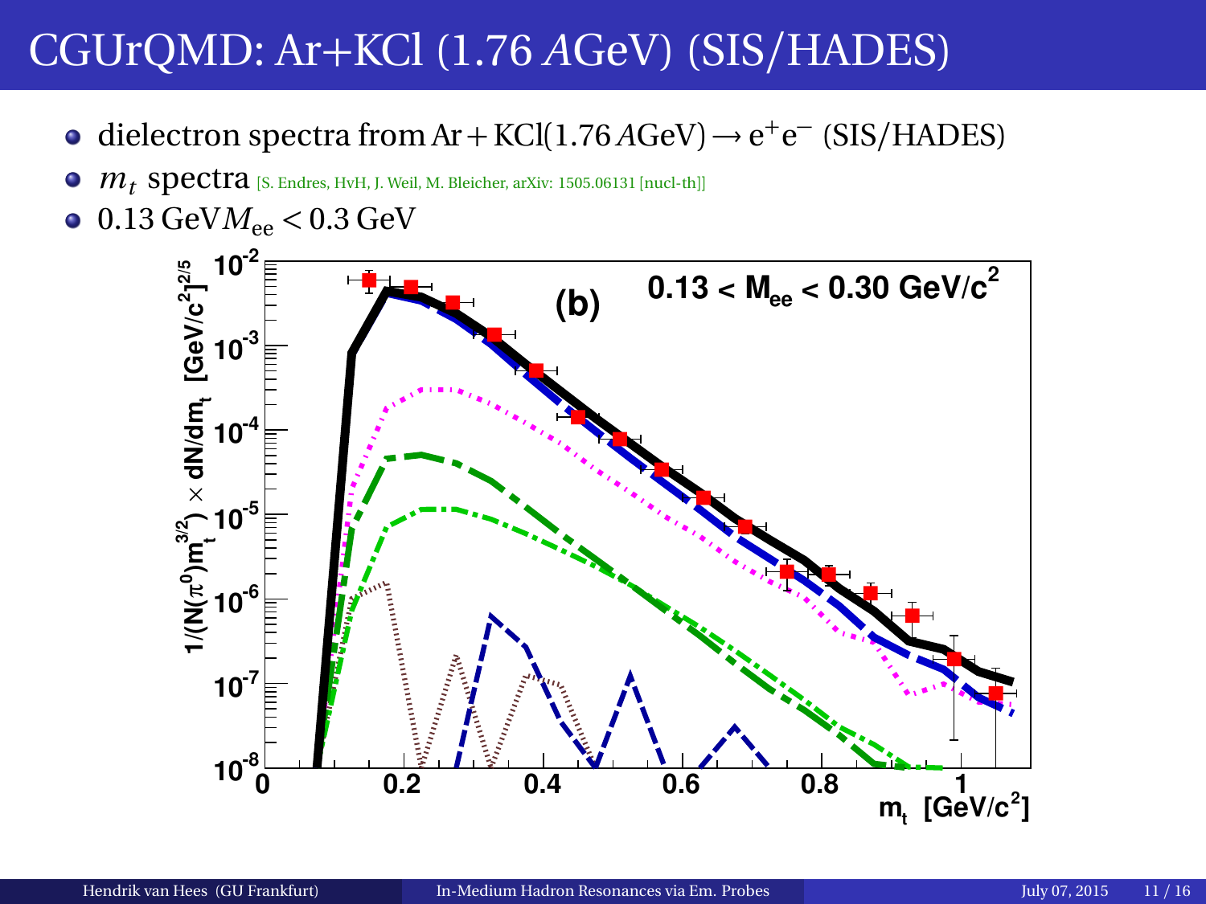# CGUrQMD: Ar+KCl (1.76 *A*GeV) (SIS/HADES)

- dielectron spectra from Ar + KCl(1.76 *A*GeV) $\rightarrow e^+e^-$ (SIS/HADES)
- $m_t$ spectra [S. Endres, HvH, J. Weil, M. Bleicher, arXiv: 1505.06131 [nucl-th]]
- $0.13\,\text{GeV} M_{ee} < 0.3\,\text{GeV}$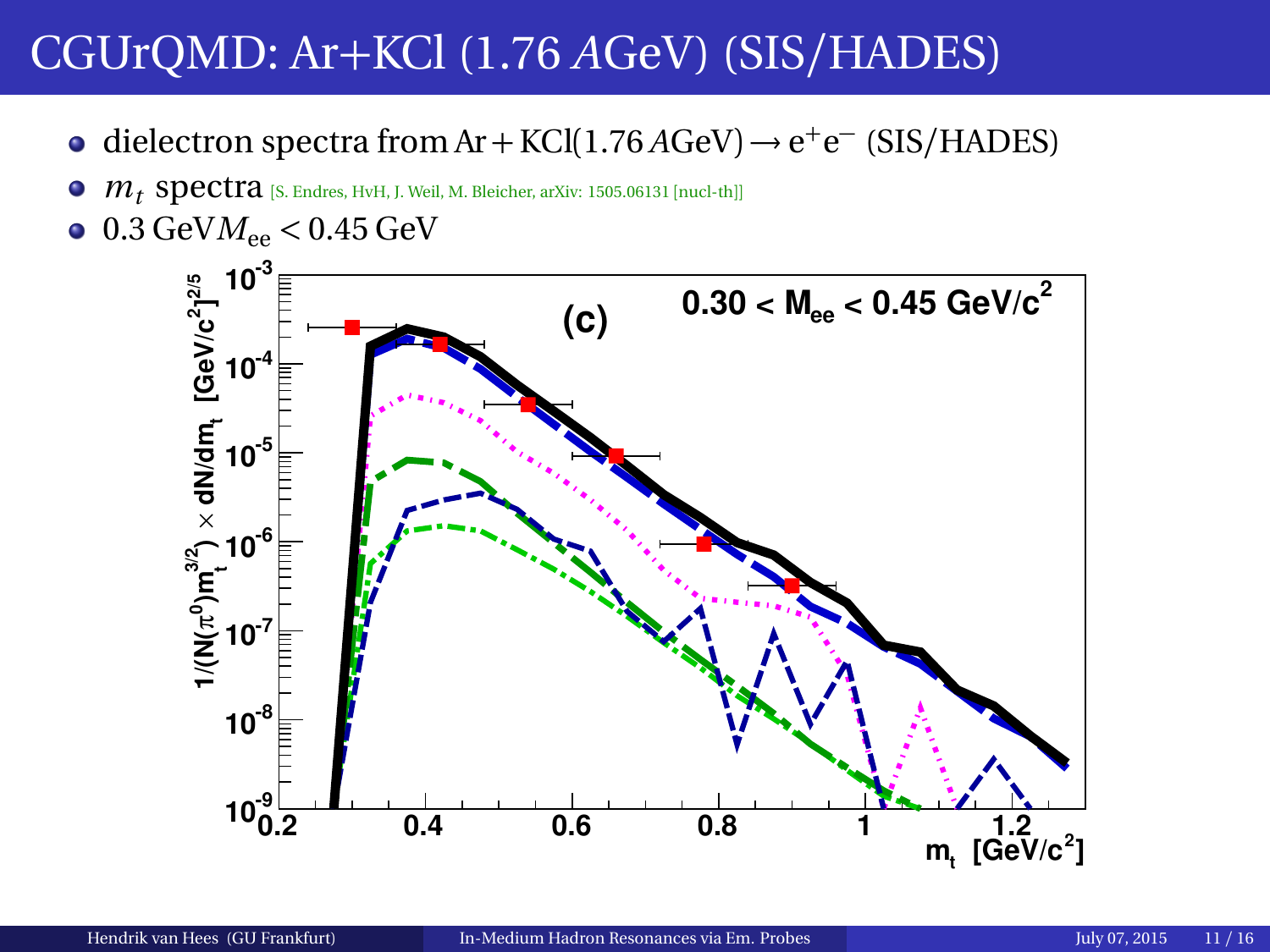# CGUrQMD: Ar+KCl (1.76 *A*GeV) (SIS/HADES)

- dielectron spectra from $\mathrm{Ar}+\mathrm{KCl}(1.76\,A\mathrm{GeV}) \rightarrow e^+e^-$ (SIS/HADES)
- $m_t$ spectra [S. Endres, HvH, J. Weil, M. Bleicher, arXiv: 1505.06131 [nucl-th]]
- $0.3\,\mathrm{GeV} M_{\mathrm{ee}} < 0.45\,\mathrm{GeV}$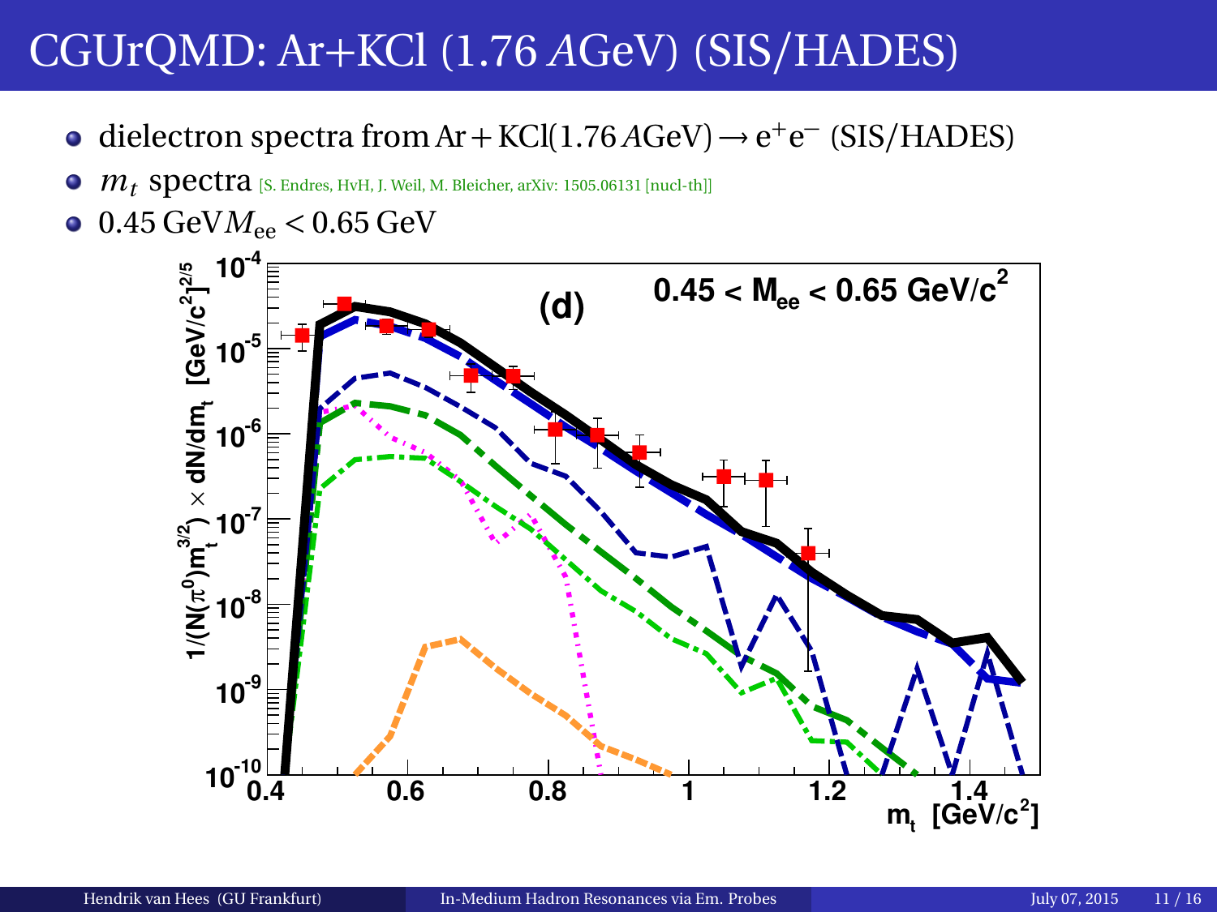# CGUrQMD: Ar+KCl (1.76 *A*GeV) (SIS/HADES)

- dielectron spectra from $\mathrm{Ar} + \mathrm{KCl}(1.76\,A\mathrm{GeV}) \rightarrow \mathrm{e}^{+}\mathrm{e}^{-}$ (SIS/HADES)
- $m_t$ spectra [S. Endres, HvH, J. Weil, M. Bleicher, arXiv: 1505.06131 [nucl-th]]
- $0.45\,\mathrm{GeV} M_{\mathrm{ee}} < 0.65\,\mathrm{GeV}$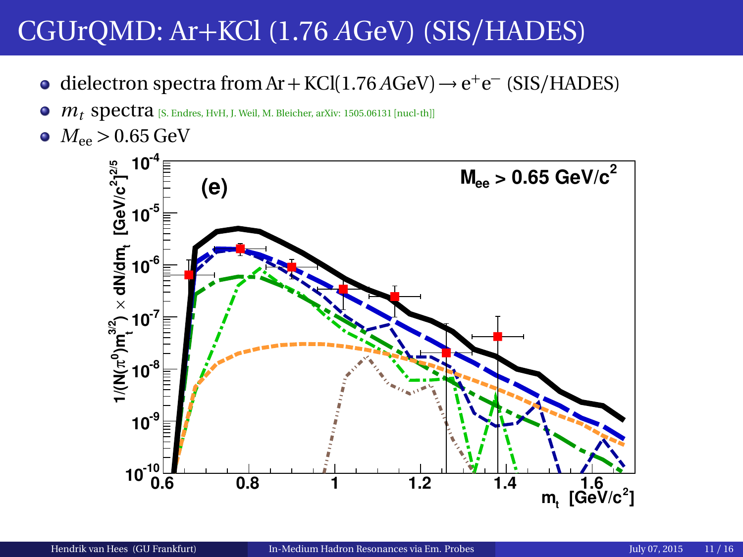# CGUrQMD: Ar+KCl (1.76 *A*GeV) (SIS/HADES)

- dielectron spectra from $\mathrm{Ar}+\mathrm{KCl}(1.76\,A\mathrm{GeV}) \rightarrow \mathrm{e}^+\mathrm{e}^-$ (SIS/HADES)
- $m_t$ spectra [S. Endres, HvH, J. Weil, M. Bleicher, arXiv: 1505.06131 [nucl-th]]
- $M_{\mathrm{ee}} > 0.65\,\mathrm{GeV}$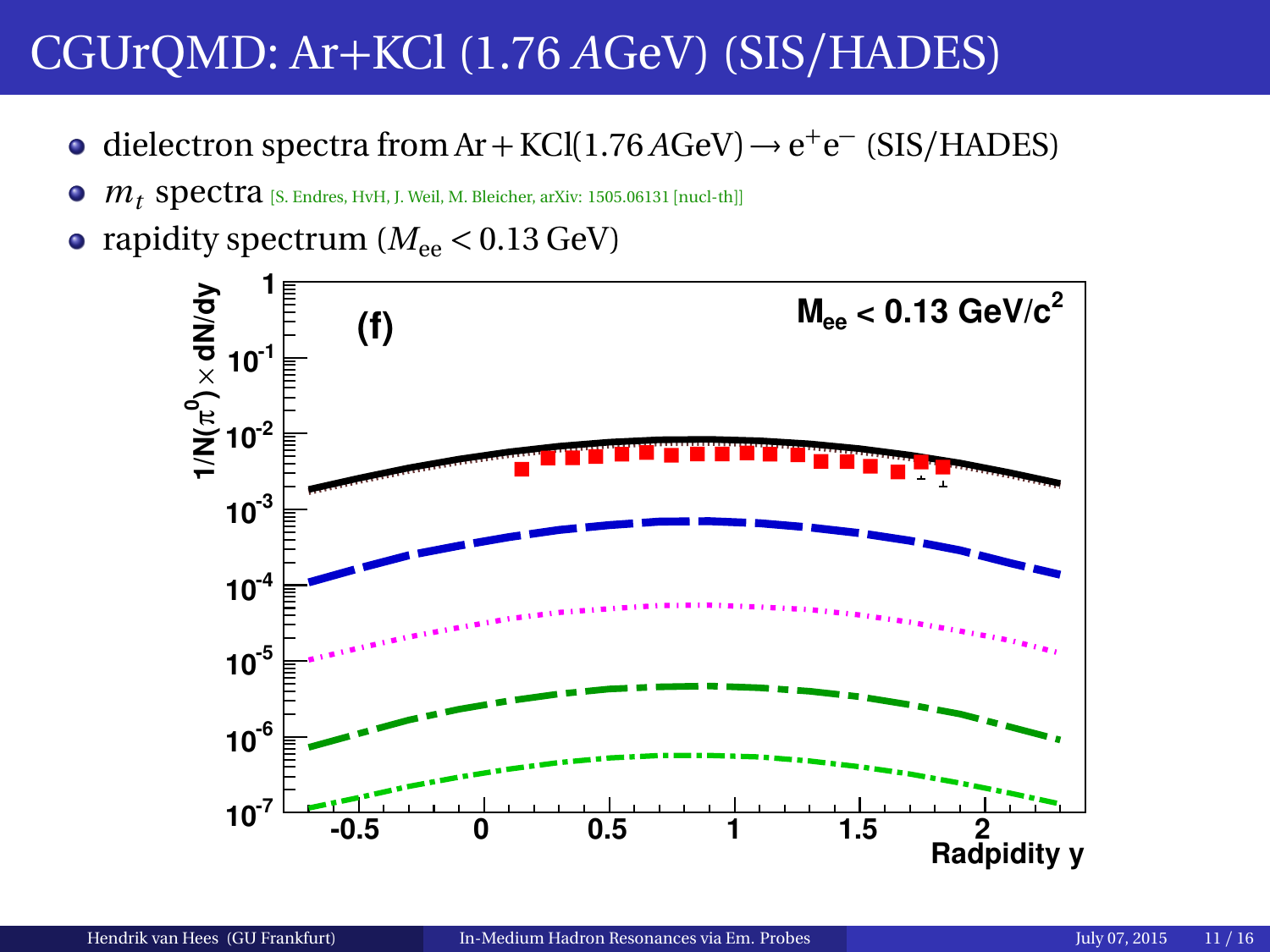# CGUrQMD: Ar+KCl (1.76 $A$GeV) (SIS/HADES)

- dielectron spectra from $\mathrm{Ar} + \mathrm{KCl}(1.76\,A\mathrm{GeV}) \rightarrow \mathrm{e}^{+}\mathrm{e}^{-}$ (SIS/HADES)
- $m_t$ spectra [S. Endres, HvH, J. Weil, M. Bleicher, arXiv: 1505.06131 [nucl-th]]
- rapidity spectrum ($M_{\mathrm{ee}} < 0.13\,\mathrm{GeV}$)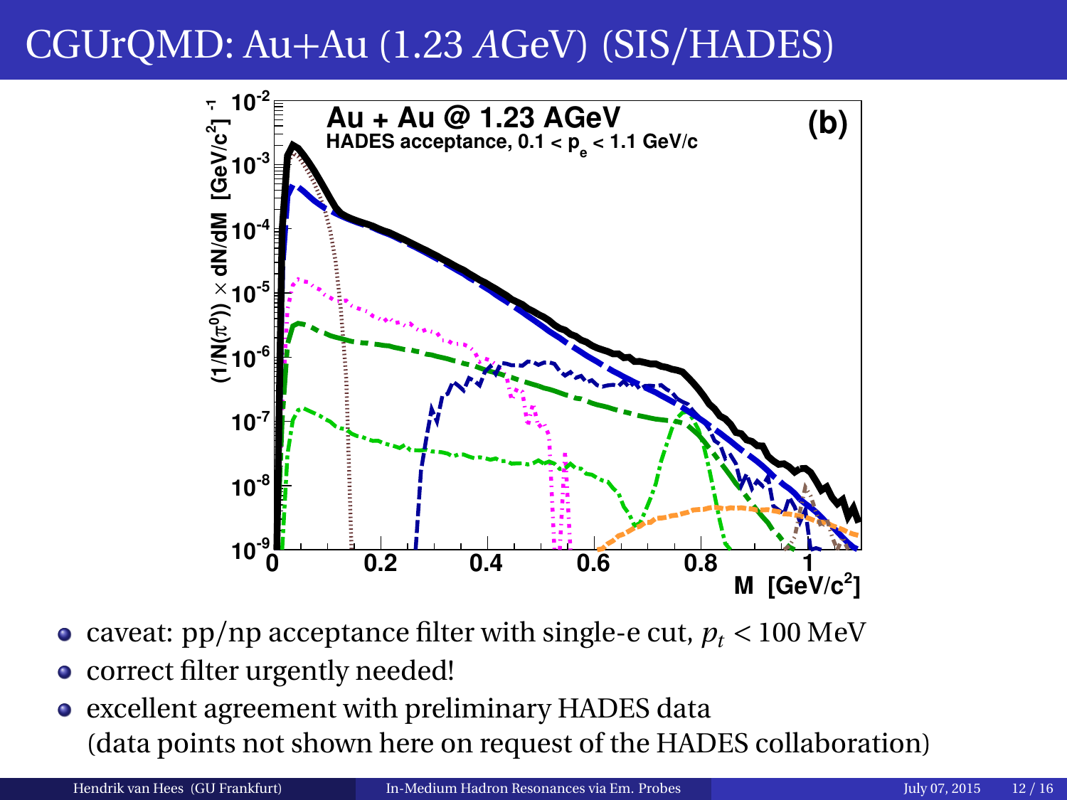# CGUrQMD: Au+Au (1.23 *A*GeV) (SIS/HADES)

- caveat: pp/np acceptance filter with single-e cut, $p_t < 100$ MeV
- correct filter urgently needed!
- excellent agreement with preliminary HADES data
  (data points not shown here on request of the HADES collaboration)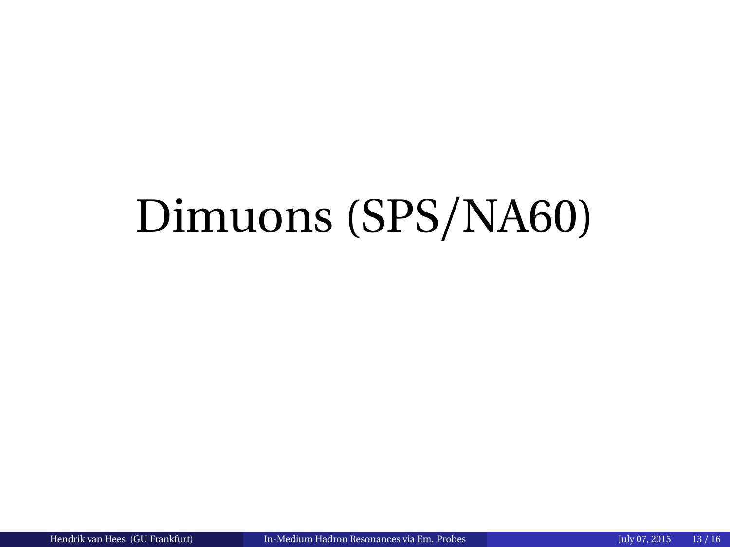# Dimuons (SPS/NA60)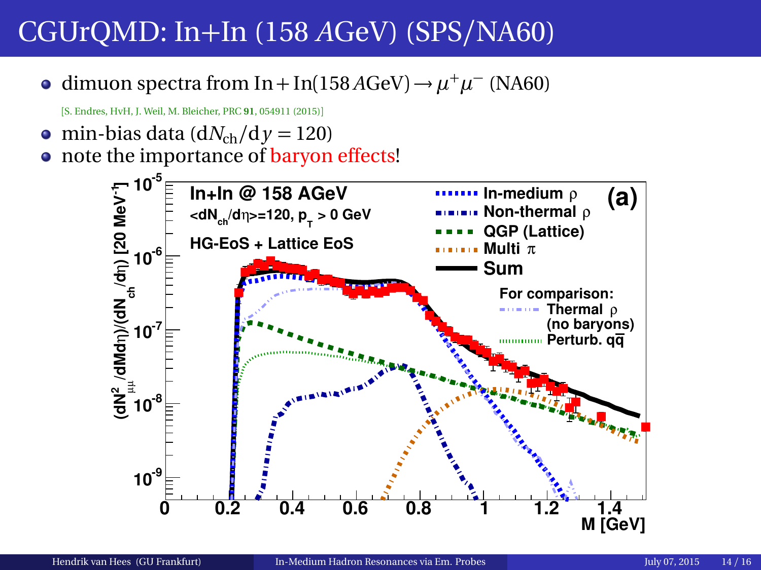# CGUrQMD: In+In (158 *A*GeV) (SPS/NA60)

- dimuon spectra from $\mathrm{In} + \mathrm{In}(158\,A\mathrm{GeV}) \rightarrow \mu^+\mu^-$ (NA60)

  [S. Endres, HvH, J. Weil, M. Bleicher, PRC **91**, 054911 (2015)]

- min-bias data ($\mathrm{d}N_{\mathrm{ch}}/\mathrm{d}y = 120$)
- note the importance of baryon effects!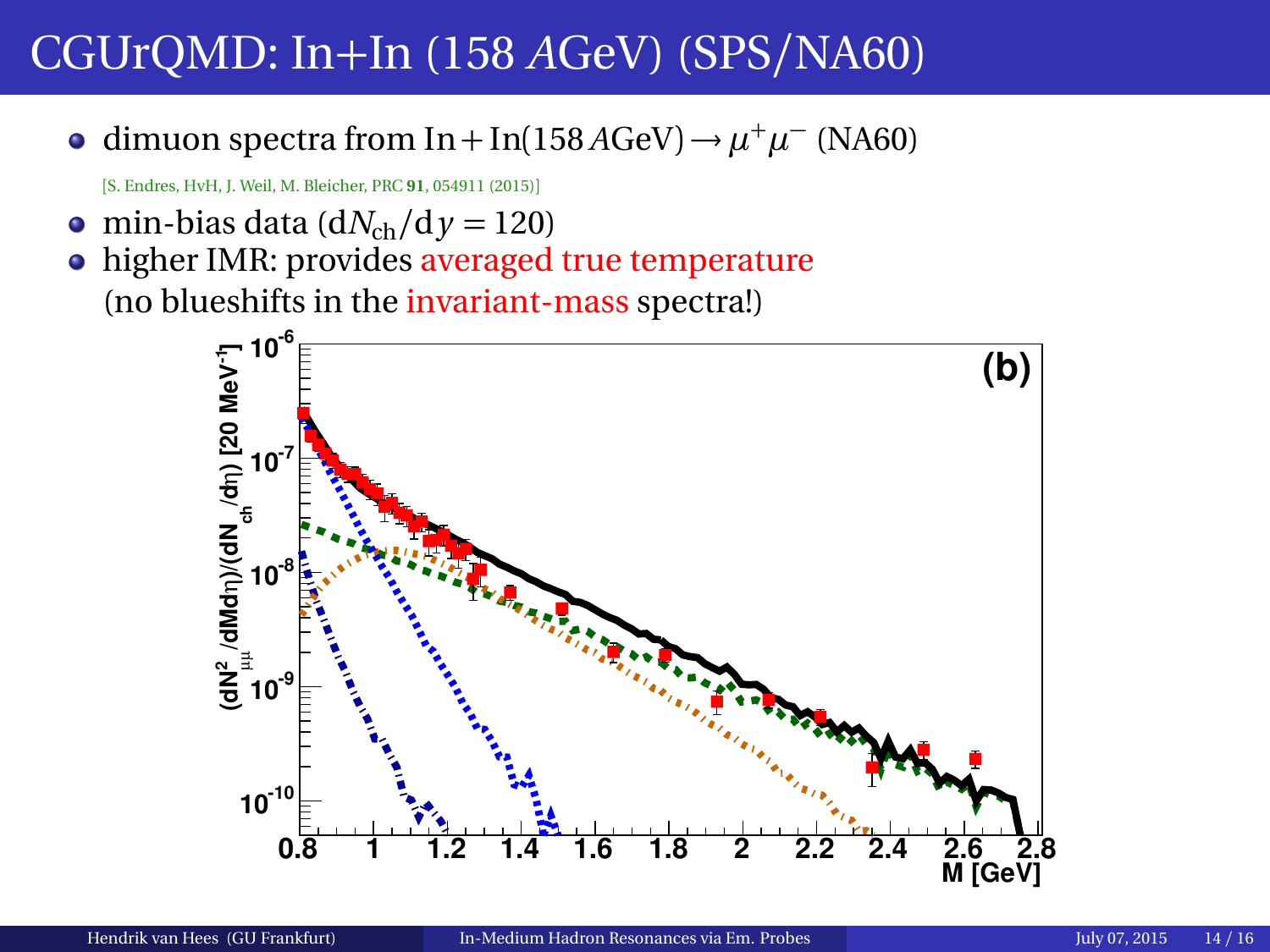# CGUrQMD: In+In (158 $A$GeV) (SPS/NA60)

- dimuon spectra from $\mathrm{In}+\mathrm{In}(158\,A\mathrm{GeV}) \rightarrow \mu^+\mu^-$ (NA60)

  [S. Endres, HvH, J. Weil, M. Bleicher, PRC **91**, 054911 (2015)]

- min-bias data ($\mathrm{d}N_{\mathrm{ch}}/\mathrm{d}y = 120$)
- higher IMR: provides averaged true temperature
  (no blueshifts in the invariant-mass spectra!)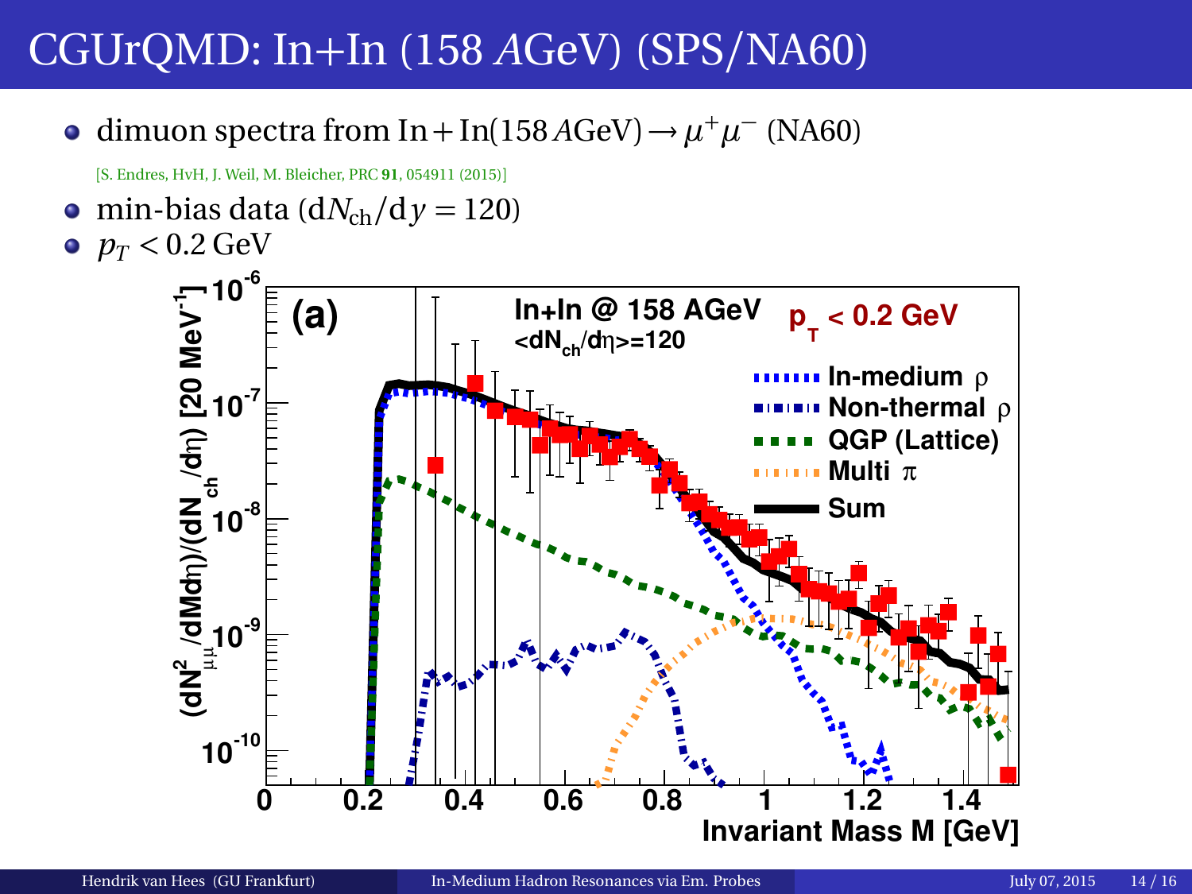# CGUrQMD: In+In (158 *A*GeV) (SPS/NA60)

- dimuon spectra from $\mathrm{In+In}(158\,A\mathrm{GeV}) \rightarrow \mu^+\mu^-$ (NA60)

  [S. Endres, HvH, J. Weil, M. Bleicher, PRC **91**, 054911 (2015)]

- min-bias data ($\mathrm{d}N_{\mathrm{ch}}/\mathrm{d}y = 120$)
- $p_T < 0.2\,\mathrm{GeV}$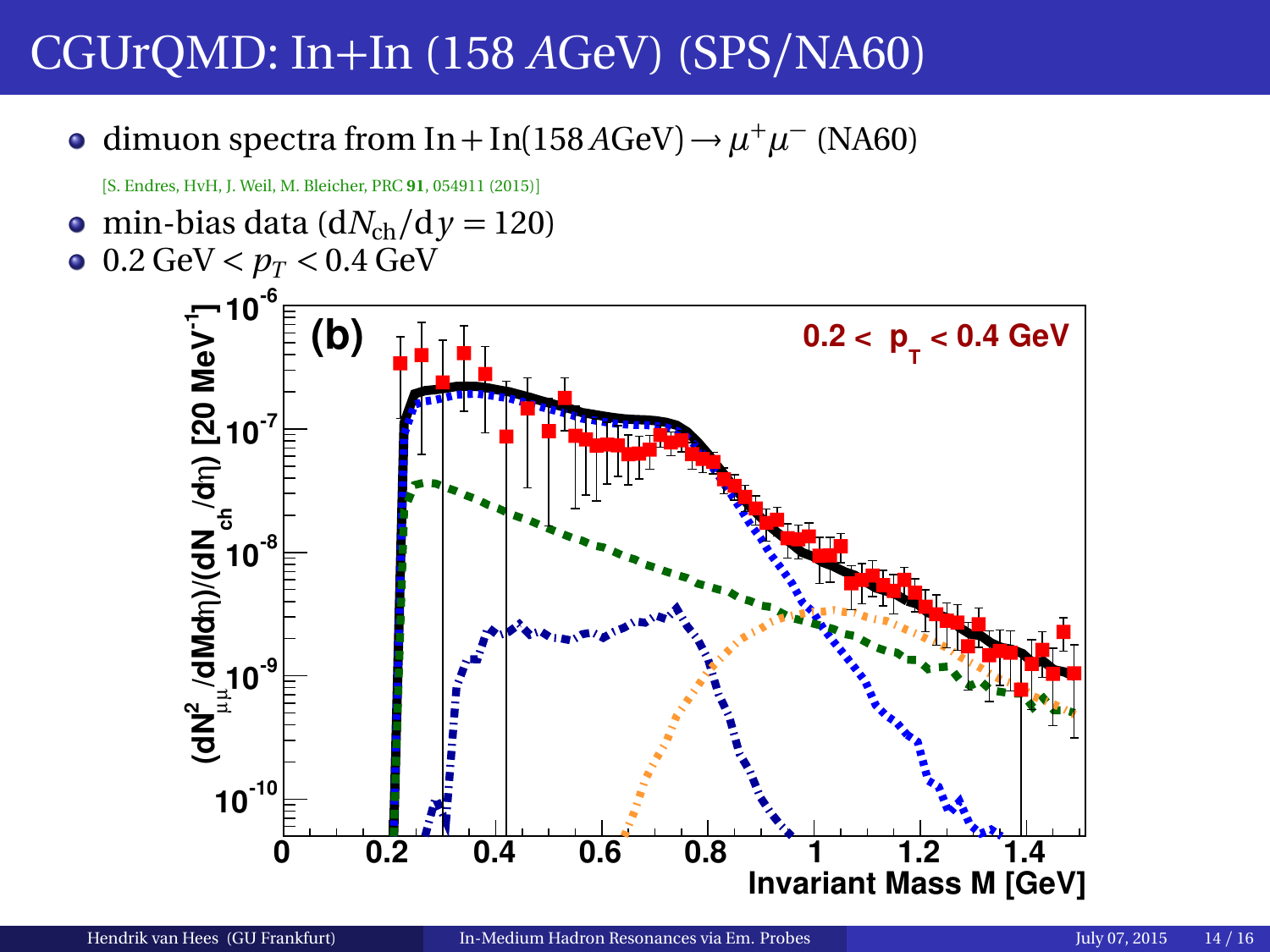# CGUrQMD: In+In (158 $A$GeV) (SPS/NA60)

- dimuon spectra from $\mathrm{In} + \mathrm{In}(158\,A\mathrm{GeV}) \rightarrow \mu^+\mu^-$ (NA60)

  [S. Endres, HvH, J. Weil, M. Bleicher, PRC **91**, 054911 (2015)]

- min-bias data ($\mathrm{d}N_{\mathrm{ch}}/\mathrm{d}y = 120$)
- $0.2\,\mathrm{GeV} < p_T < 0.4\,\mathrm{GeV}$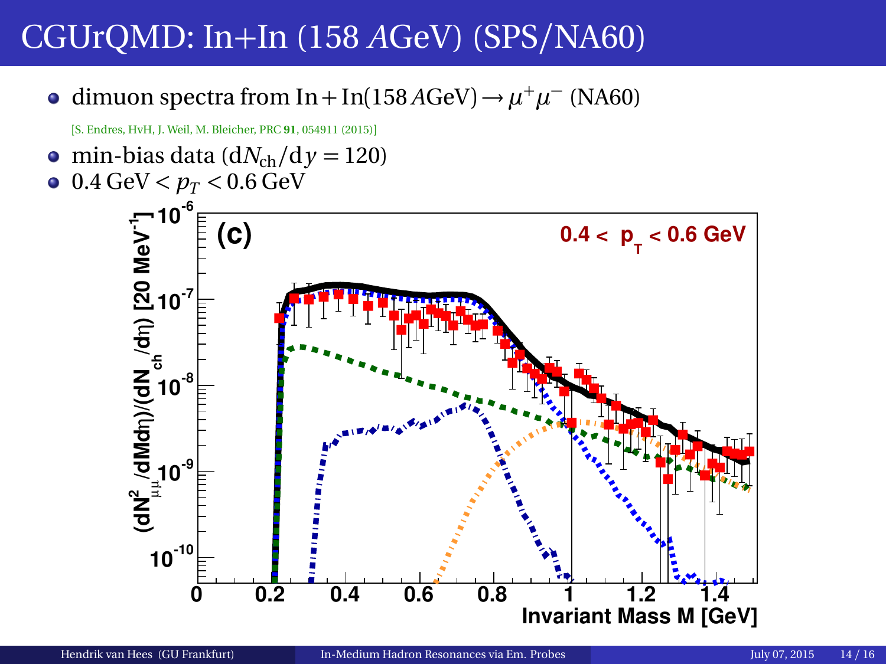# CGUrQMD: In+In (158 *A*GeV) (SPS/NA60)

- dimuon spectra from $\text{In} + \text{In}(158\,A\text{GeV}) \rightarrow \mu^+\mu^-$ (NA60)

  [S. Endres, HvH, J. Weil, M. Bleicher, PRC **91**, 054911 (2015)]

- min-bias data ($\mathrm{d}N_{\text{ch}}/\mathrm{d}y = 120$)
- $0.4\,\text{GeV} < p_T < 0.6\,\text{GeV}$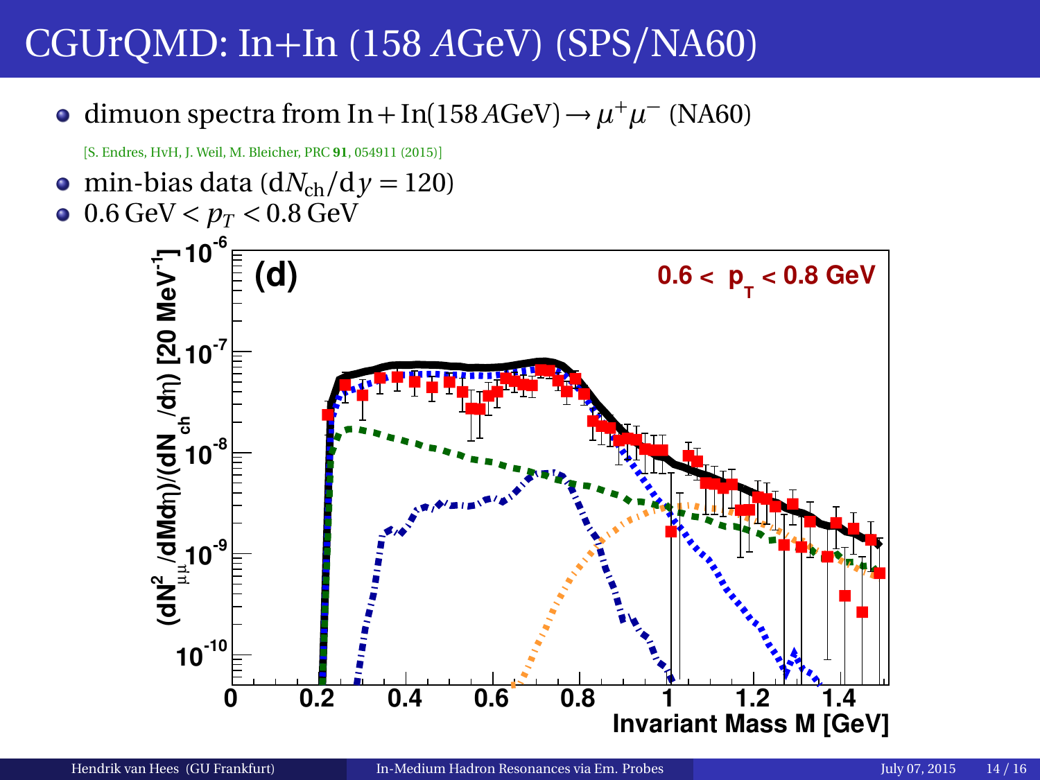# CGUrQMD: In+In (158 $A$GeV) (SPS/NA60)

- dimuon spectra from $\mathrm{In}+\mathrm{In}(158\,A\mathrm{GeV}) \rightarrow \mu^+\mu^-$ (NA60)

  [S. Endres, HvH, J. Weil, M. Bleicher, PRC **91**, 054911 (2015)]

- min-bias data ($\mathrm{d}N_{\mathrm{ch}}/\mathrm{d}y = 120$)
- $0.6\,\mathrm{GeV} < p_T < 0.8\,\mathrm{GeV}$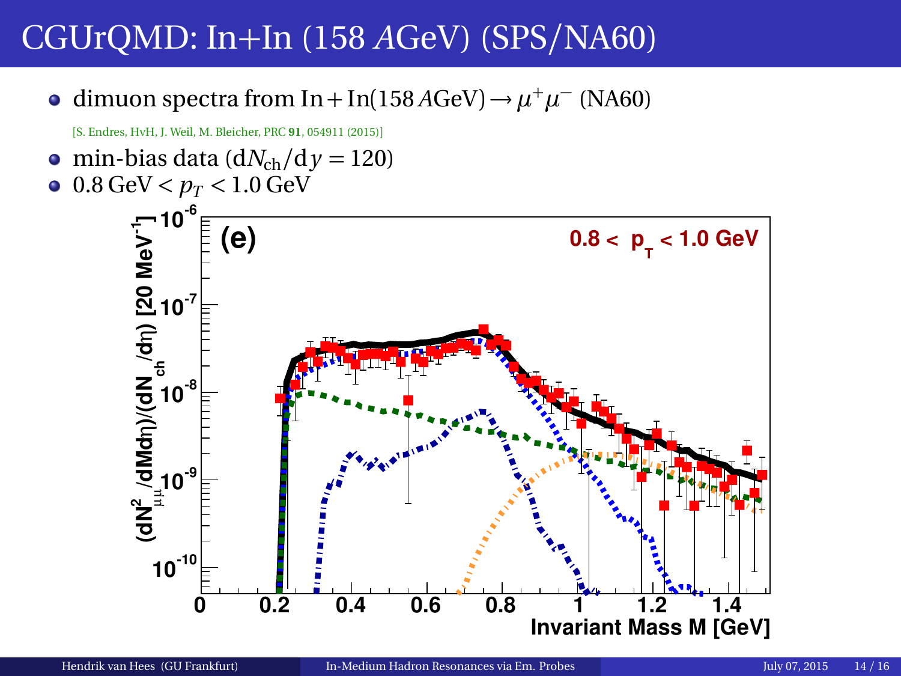# CGUrQMD: In+In (158 *A*GeV) (SPS/NA60)

- dimuon spectra from $\text{In} + \text{In}(158\,A\text{GeV}) \rightarrow \mu^+\mu^-$ (NA60)

  [S. Endres, HvH, J. Weil, M. Bleicher, PRC **91**, 054911 (2015)]

- min-bias data ($\mathrm{d}N_{\text{ch}}/\mathrm{d}y = 120$)
- $0.8\,\text{GeV} < p_T < 1.0\,\text{GeV}$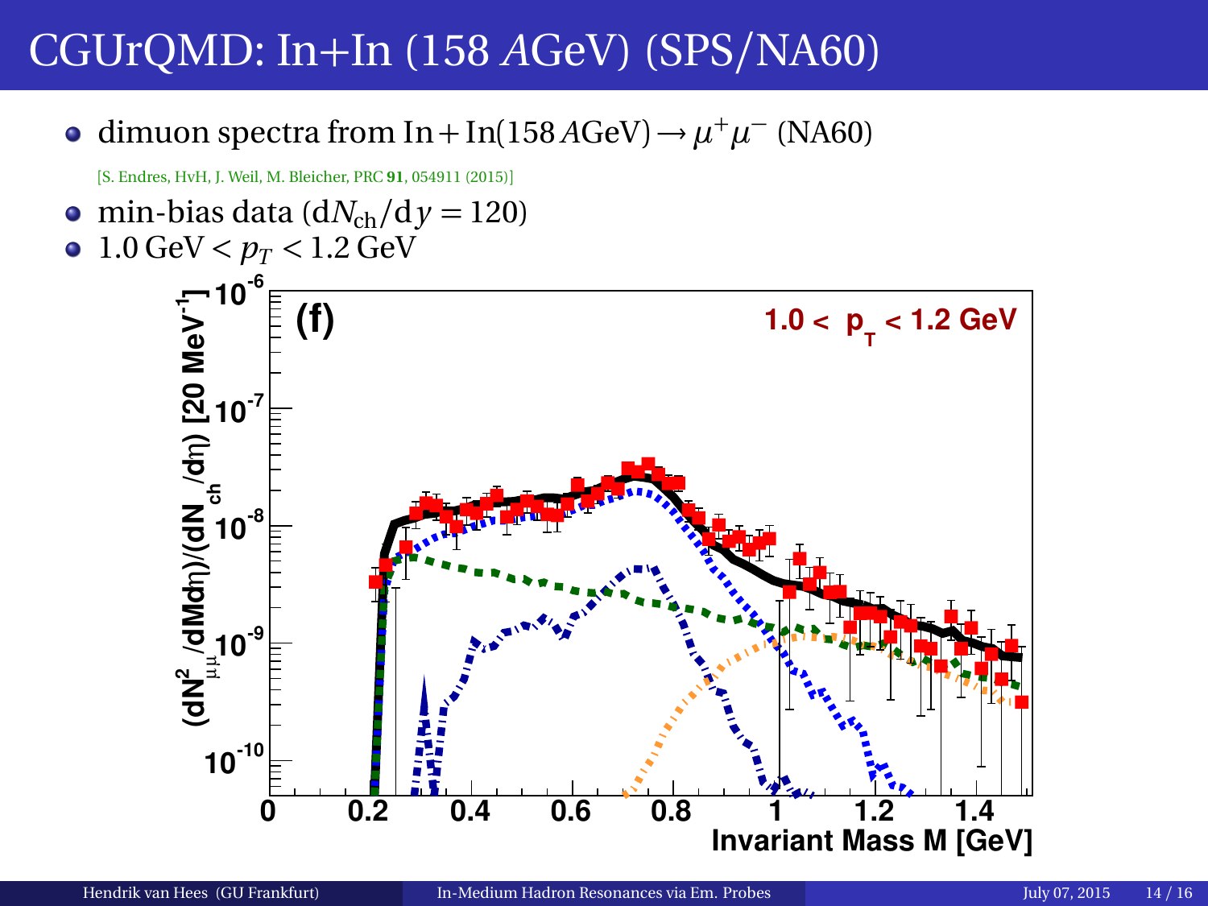# CGUrQMD: In+In (158 *A*GeV) (SPS/NA60)

- dimuon spectra from $\mathrm{In}+\mathrm{In}(158\,A\mathrm{GeV}) \rightarrow \mu^+\mu^-$ (NA60)

  [S. Endres, HvH, J. Weil, M. Bleicher, PRC **91**, 054911 (2015)]

- min-bias data ($\mathrm{d}N_{\mathrm{ch}}/\mathrm{d}y = 120$)
- $1.0\,\mathrm{GeV} < p_T < 1.2\,\mathrm{GeV}$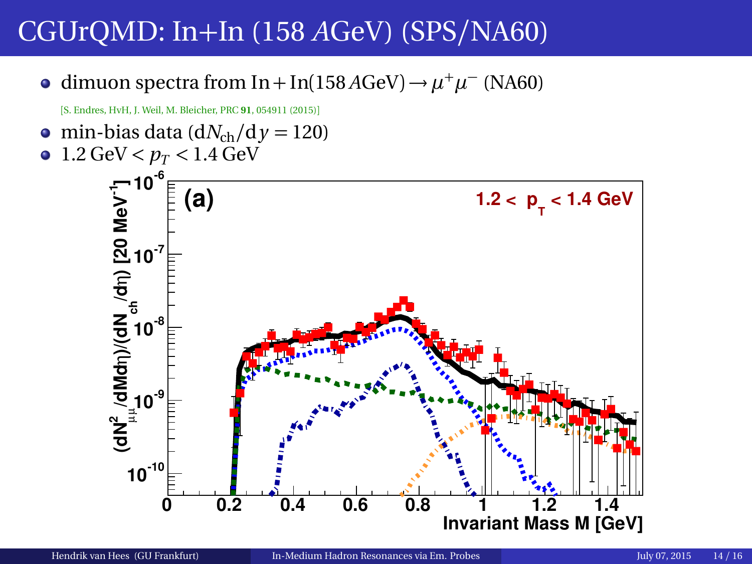# CGUrQMD: In+In (158 *A*GeV) (SPS/NA60)

- dimuon spectra from $\mathrm{In}+\mathrm{In}(158\,A\mathrm{GeV}) \rightarrow \mu^+\mu^-$ (NA60)

  [S. Endres, HvH, J. Weil, M. Bleicher, PRC **91**, 054911 (2015)]

- min-bias data ($\mathrm{d}N_{\mathrm{ch}}/\mathrm{d}y = 120$)
- $1.2\,\mathrm{GeV} < p_T < 1.4\,\mathrm{GeV}$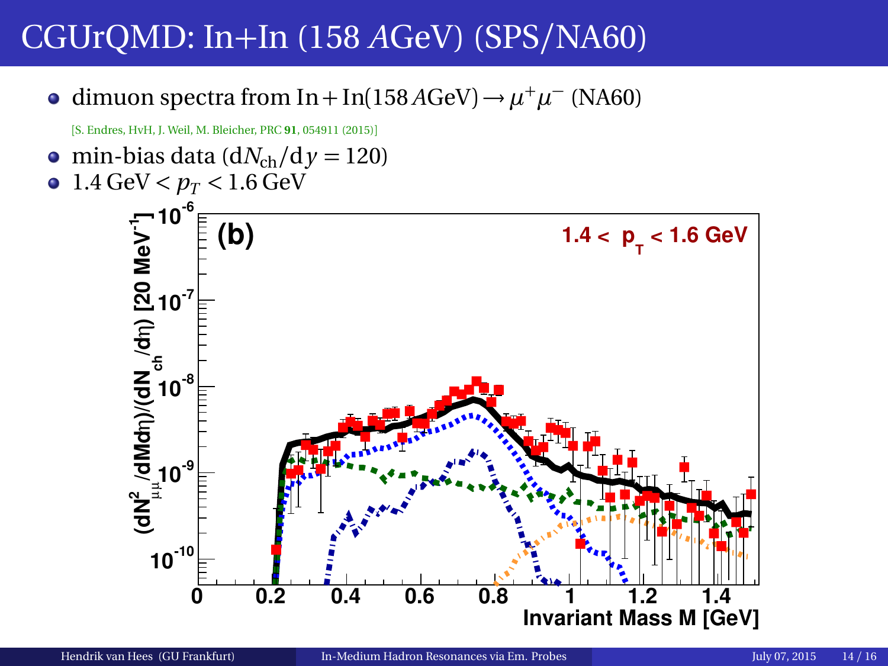# CGUrQMD: In+In (158 *A*GeV) (SPS/NA60)

- dimuon spectra from $\text{In}+\text{In}(158\,A\text{GeV}) \rightarrow \mu^+\mu^-$ (NA60)

  [S. Endres, HvH, J. Weil, M. Bleicher, PRC **91**, 054911 (2015)]

- min-bias data ($\mathrm{d}N_{\text{ch}}/\mathrm{d}y = 120$)
- $1.4\,\text{GeV} < p_T < 1.6\,\text{GeV}$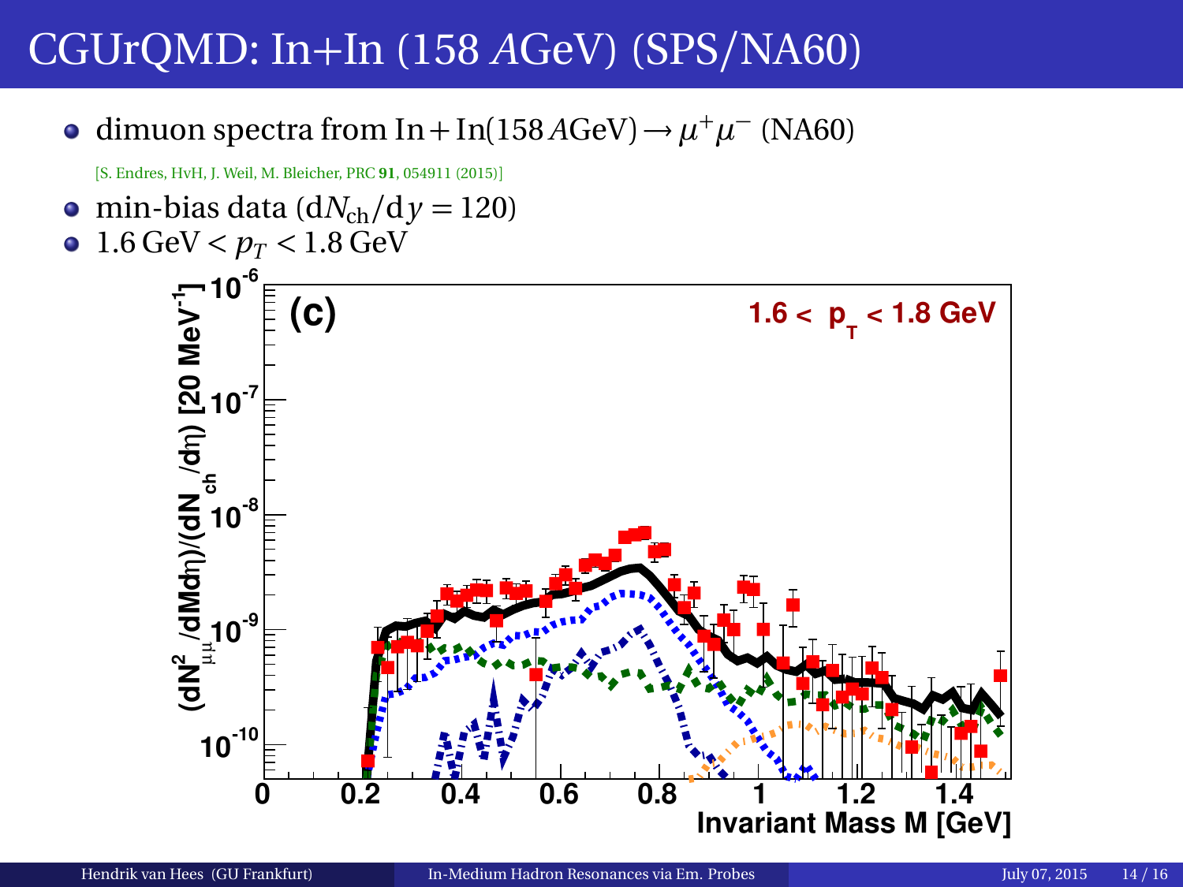# CGUrQMD: In+In (158 $A$GeV) (SPS/NA60)

- dimuon spectra from $\mathrm{In}+\mathrm{In}(158\,A\mathrm{GeV}) \rightarrow \mu^+\mu^-$ (NA60)

  [S. Endres, HvH, J. Weil, M. Bleicher, PRC **91**, 054911 (2015)]

- min-bias data ($\mathrm{d}N_{\mathrm{ch}}/\mathrm{d}y = 120$)
- $1.6\,\mathrm{GeV} < p_T < 1.8\,\mathrm{GeV}$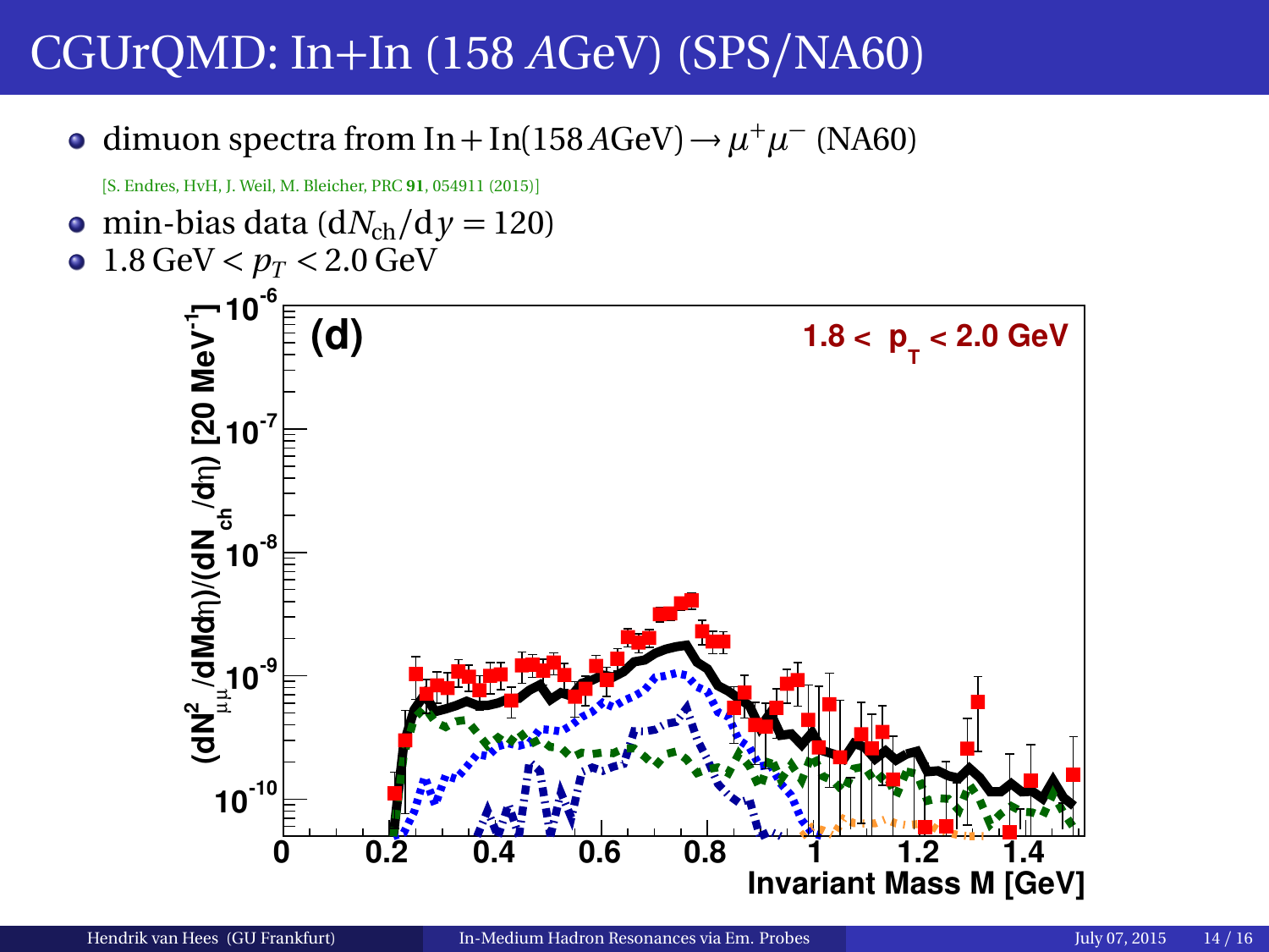# CGUrQMD: In+In (158 *A*GeV) (SPS/NA60)

- dimuon spectra from $\text{In} + \text{In}(158\,A\text{GeV}) \rightarrow \mu^+\mu^-$ (NA60)

  [S. Endres, HvH, J. Weil, M. Bleicher, PRC **91**, 054911 (2015)]

- min-bias data ($\mathrm{d}N_{\mathrm{ch}}/\mathrm{d}y = 120$)
- $1.8\,\text{GeV} < p_T < 2.0\,\text{GeV}$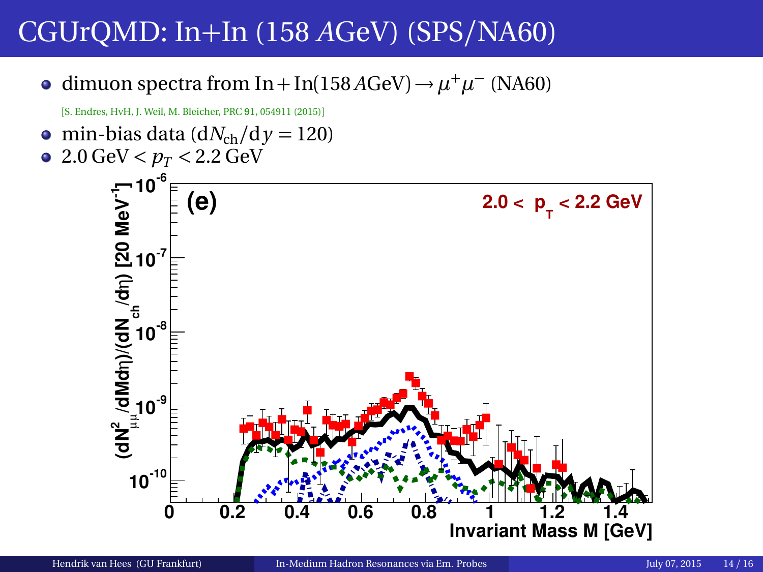# CGUrQMD: In+In (158 *A*GeV) (SPS/NA60)

- dimuon spectra from $\text{In}+\text{In}(158\,A\text{GeV}) \rightarrow \mu^+\mu^-$ (NA60)

  [S. Endres, HvH, J. Weil, M. Bleicher, PRC **91**, 054911 (2015)]

- min-bias data ($\mathrm{d}N_{\text{ch}}/\mathrm{d}y = 120$)
- $2.0\,\text{GeV} < p_T < 2.2\,\text{GeV}$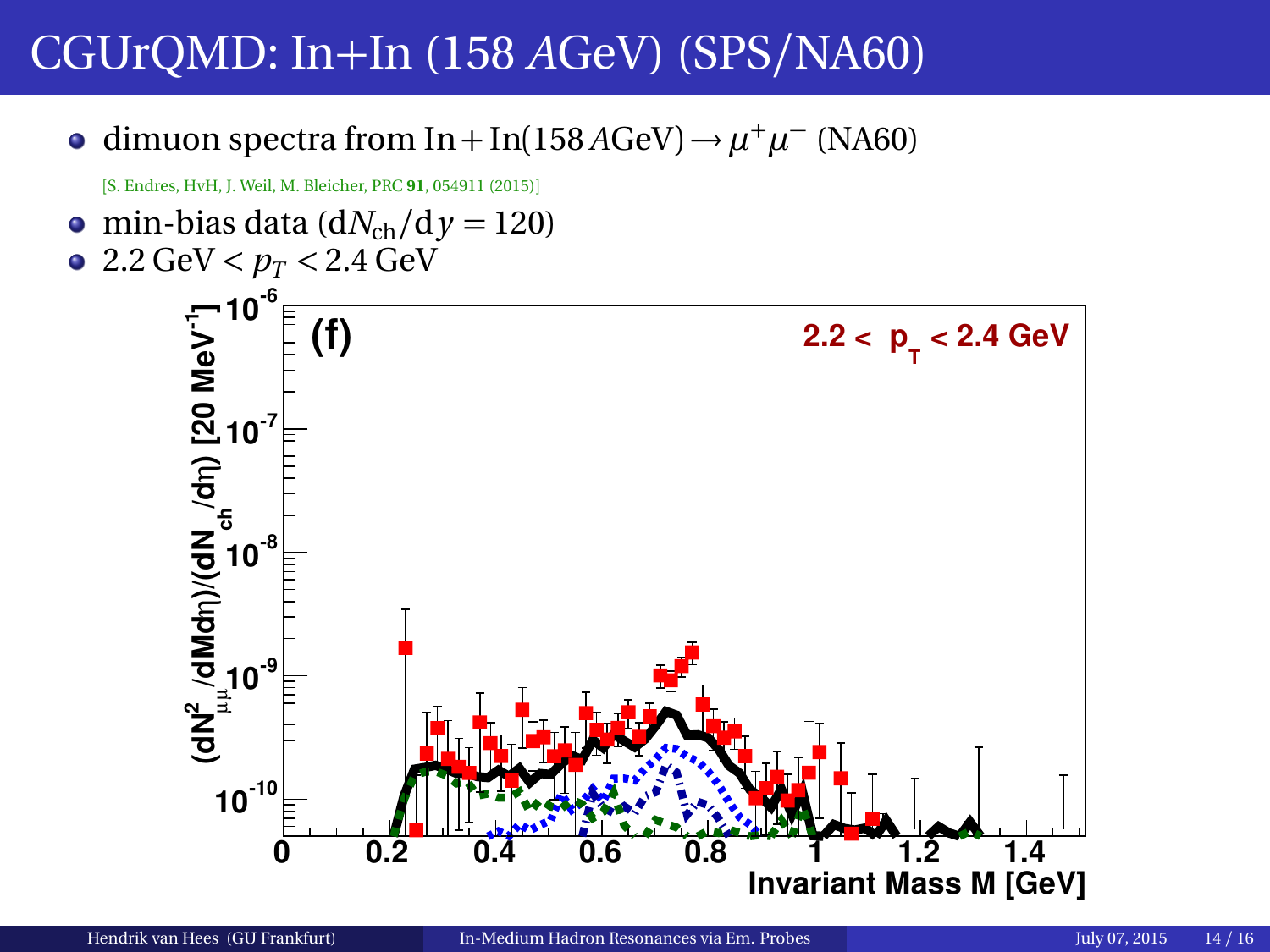# CGUrQMD: In+In (158 *A*GeV) (SPS/NA60)

- dimuon spectra from $\text{In}+\text{In}(158\,A\text{GeV}) \rightarrow \mu^+\mu^-$ (NA60)

  [S. Endres, HvH, J. Weil, M. Bleicher, PRC **91**, 054911 (2015)]

- min-bias data ($\mathrm{d}N_{\text{ch}}/\mathrm{d}y = 120$)
- $2.2\,\text{GeV} < p_T < 2.4\,\text{GeV}$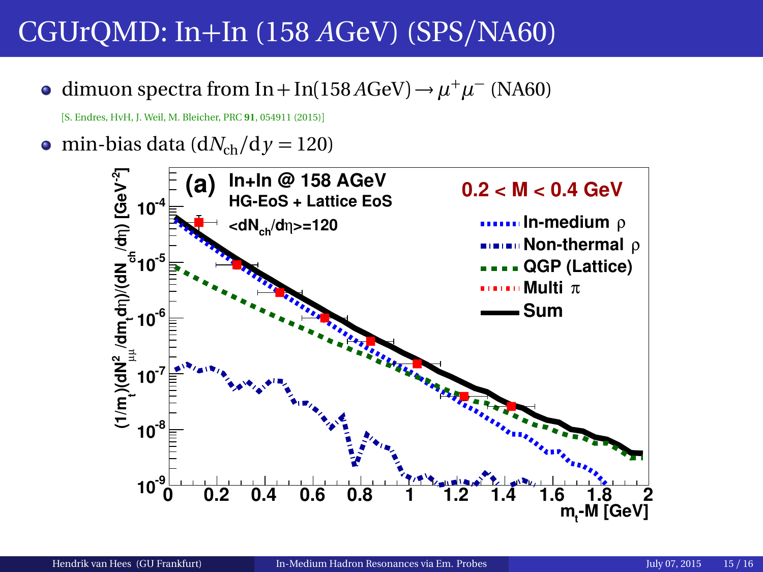# CGUrQMD: In+In (158 *A*GeV) (SPS/NA60)

- dimuon spectra from $\text{In}+\text{In}(158\,A\text{GeV}) \rightarrow \mu^+\mu^-$ (NA60)

  [S. Endres, HvH, J. Weil, M. Bleicher, PRC **91**, 054911 (2015)]

- min-bias data ($\mathrm{d}N_{\mathrm{ch}}/\mathrm{d}y = 120$)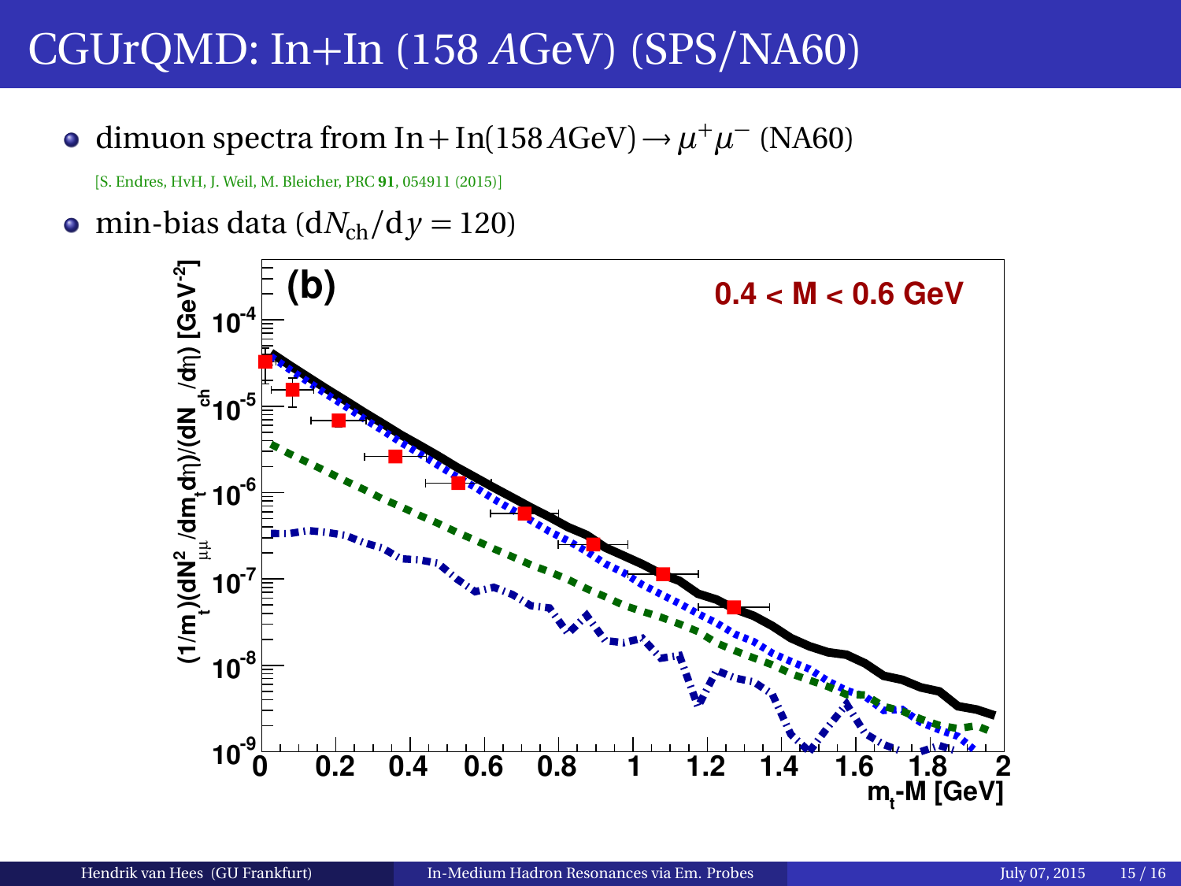# CGUrQMD: In+In (158 $A$GeV) (SPS/NA60)

- dimuon spectra from $\text{In} + \text{In}(158\,A\text{GeV}) \rightarrow \mu^+\mu^-$ (NA60)

  [S. Endres, HvH, J. Weil, M. Bleicher, PRC **91**, 054911 (2015)]

- min-bias data ($\mathrm{d}N_{\mathrm{ch}}/\mathrm{d}y = 120$)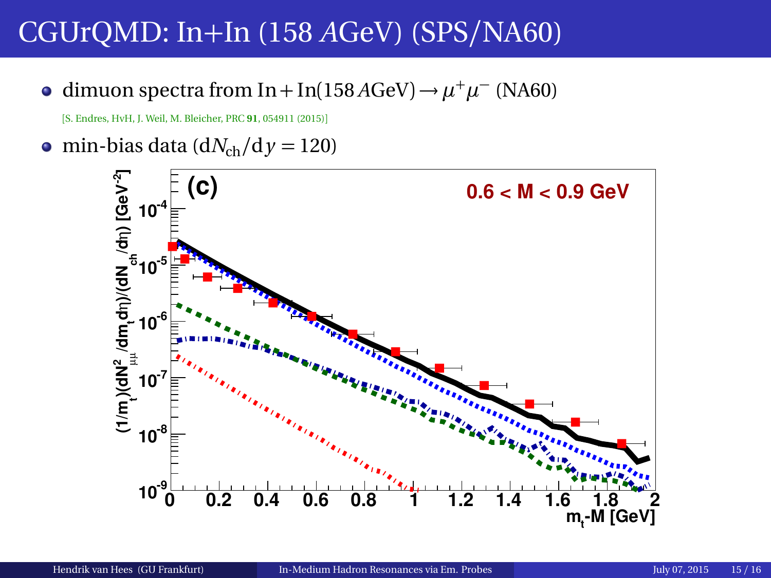# CGUrQMD: In+In (158 *A*GeV) (SPS/NA60)

- dimuon spectra from $\text{In} + \text{In}(158\,A\text{GeV}) \rightarrow \mu^+\mu^-$ (NA60)

  [S. Endres, HvH, J. Weil, M. Bleicher, PRC **91**, 054911 (2015)]

- min-bias data ($\mathrm{d}N_{\mathrm{ch}}/\mathrm{d}y = 120$)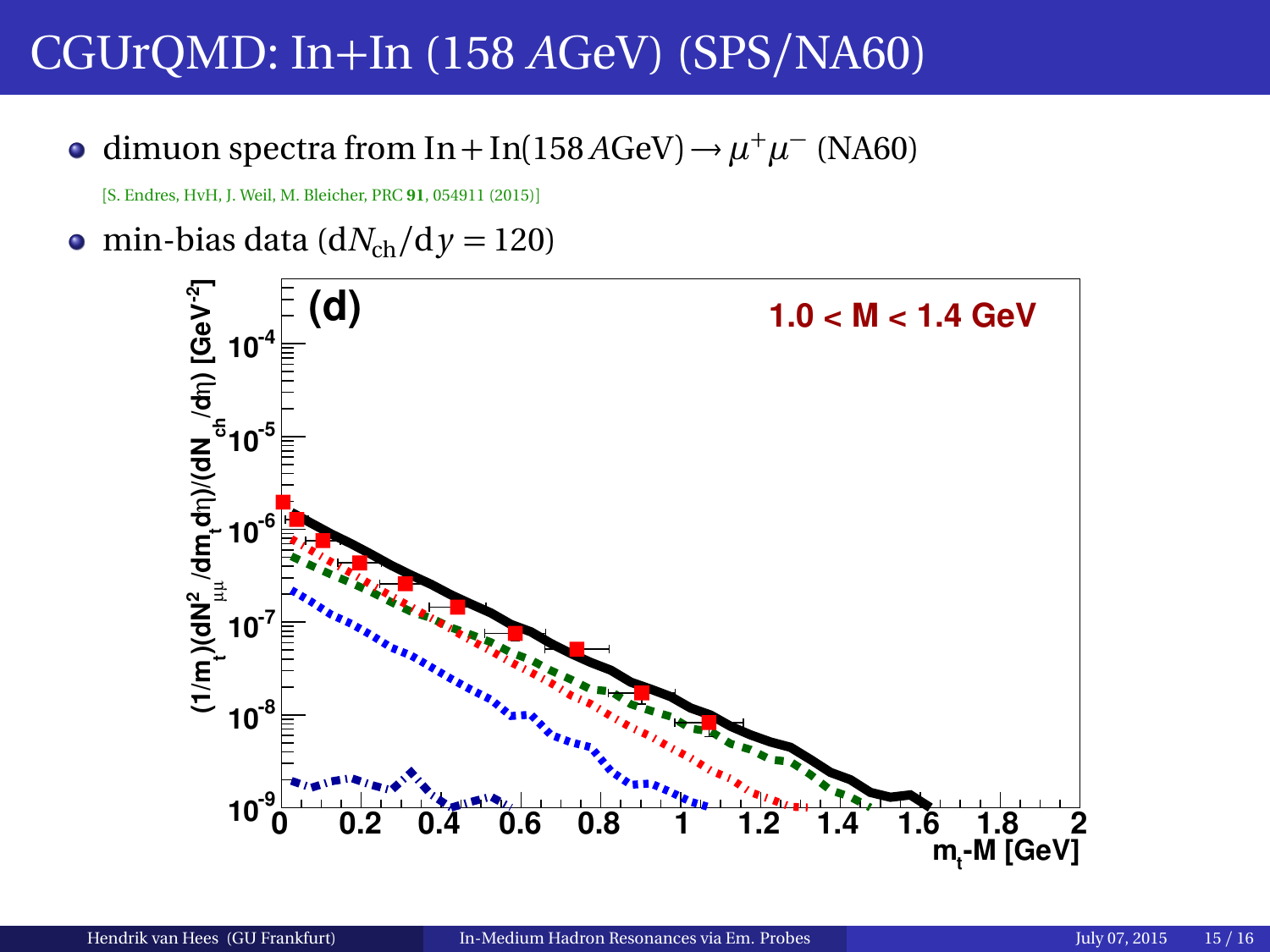# CGUrQMD: In+In (158 AGeV) (SPS/NA60)

- dimuon spectra from $\mathrm{In}+\mathrm{In}(158\,A\mathrm{GeV}) \rightarrow \mu^+\mu^-$ (NA60)

  [S. Endres, HvH, J. Weil, M. Bleicher, PRC **91**, 054911 (2015)]

- min-bias data ($\mathrm{d}N_{\mathrm{ch}}/\mathrm{d}y = 120$)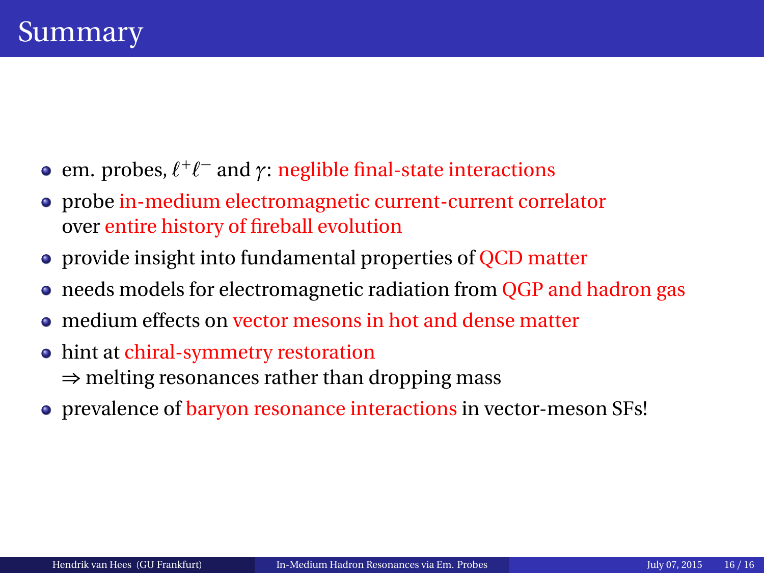# Summary

- em. probes, $\ell^+\ell^-$ and $\gamma$: neglible final-state interactions
- probe in-medium electromagnetic current-current correlator over entire history of fireball evolution
- provide insight into fundamental properties of QCD matter
- needs models for electromagnetic radiation from QGP and hadron gas
- medium effects on vector mesons in hot and dense matter
- hint at chiral-symmetry restoration
  $\Rightarrow$ melting resonances rather than dropping mass
- prevalence of baryon resonance interactions in vector-meson SFs!